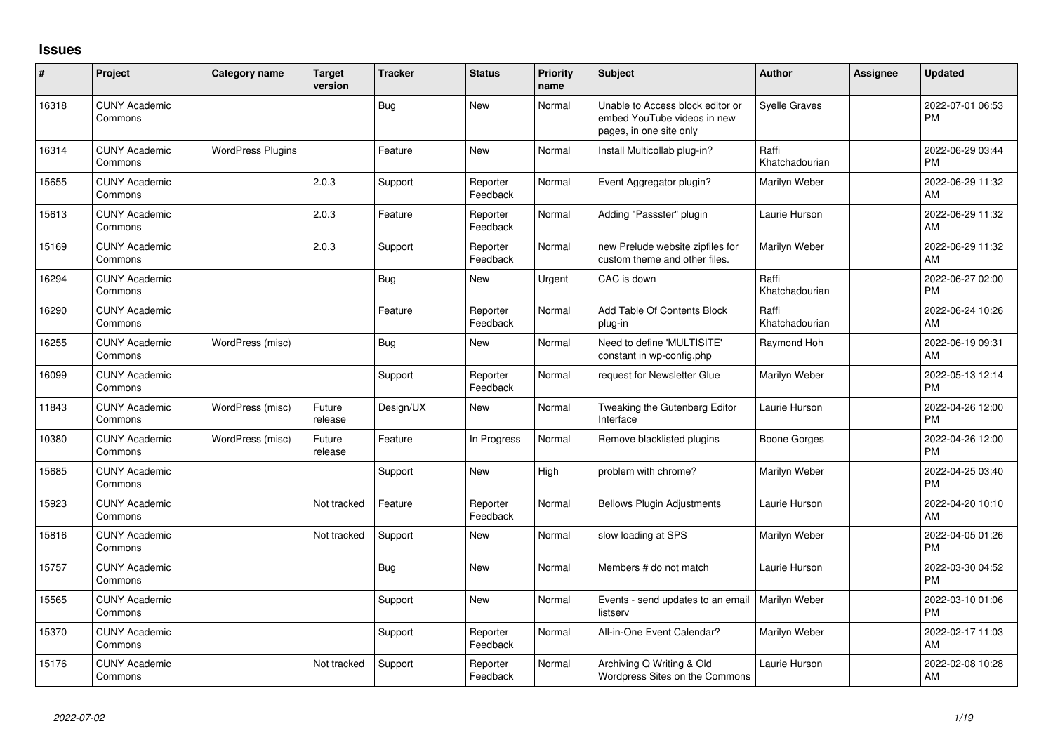# Issues

| # | Project | Category name | Target version | Tracker | Status | Priority name | Subject | Author | Assignee | Updated |
|---|---|---|---|---|---|---|---|---|---|---|
| 16318 | CUNY Academic Commons | | | Bug | New | Normal | Unable to Access block editor or embed YouTube videos in new pages, in one site only | Syelle Graves | | 2022-07-01 06:53 PM |
| 16314 | CUNY Academic Commons | WordPress Plugins | | Feature | New | Normal | Install Multicollab plug-in? | Raffi Khatchadourian | | 2022-06-29 03:44 PM |
| 15655 | CUNY Academic Commons | | 2.0.3 | Support | Reporter Feedback | Normal | Event Aggregator plugin? | Marilyn Weber | | 2022-06-29 11:32 AM |
| 15613 | CUNY Academic Commons | | 2.0.3 | Feature | Reporter Feedback | Normal | Adding "Passster" plugin | Laurie Hurson | | 2022-06-29 11:32 AM |
| 15169 | CUNY Academic Commons | | 2.0.3 | Support | Reporter Feedback | Normal | new Prelude website zipfiles for custom theme and other files. | Marilyn Weber | | 2022-06-29 11:32 AM |
| 16294 | CUNY Academic Commons | | | Bug | New | Urgent | CAC is down | Raffi Khatchadourian | | 2022-06-27 02:00 PM |
| 16290 | CUNY Academic Commons | | | Feature | Reporter Feedback | Normal | Add Table Of Contents Block plug-in | Raffi Khatchadourian | | 2022-06-24 10:26 AM |
| 16255 | CUNY Academic Commons | WordPress (misc) | | Bug | New | Normal | Need to define 'MULTISITE' constant in wp-config.php | Raymond Hoh | | 2022-06-19 09:31 AM |
| 16099 | CUNY Academic Commons | | | Support | Reporter Feedback | Normal | request for Newsletter Glue | Marilyn Weber | | 2022-05-13 12:14 PM |
| 11843 | CUNY Academic Commons | WordPress (misc) | Future release | Design/UX | New | Normal | Tweaking the Gutenberg Editor Interface | Laurie Hurson | | 2022-04-26 12:00 PM |
| 10380 | CUNY Academic Commons | WordPress (misc) | Future release | Feature | In Progress | Normal | Remove blacklisted plugins | Boone Gorges | | 2022-04-26 12:00 PM |
| 15685 | CUNY Academic Commons | | | Support | New | High | problem with chrome? | Marilyn Weber | | 2022-04-25 03:40 PM |
| 15923 | CUNY Academic Commons | | Not tracked | Feature | Reporter Feedback | Normal | Bellows Plugin Adjustments | Laurie Hurson | | 2022-04-20 10:10 AM |
| 15816 | CUNY Academic Commons | | Not tracked | Support | New | Normal | slow loading at SPS | Marilyn Weber | | 2022-04-05 01:26 PM |
| 15757 | CUNY Academic Commons | | | Bug | New | Normal | Members # do not match | Laurie Hurson | | 2022-03-30 04:52 PM |
| 15565 | CUNY Academic Commons | | | Support | New | Normal | Events - send updates to an email listserv | Marilyn Weber | | 2022-03-10 01:06 PM |
| 15370 | CUNY Academic Commons | | | Support | Reporter Feedback | Normal | All-in-One Event Calendar? | Marilyn Weber | | 2022-02-17 11:03 AM |
| 15176 | CUNY Academic Commons | | Not tracked | Support | Reporter Feedback | Normal | Archiving Q Writing & Old Wordpress Sites on the Commons | Laurie Hurson | | 2022-02-08 10:28 AM |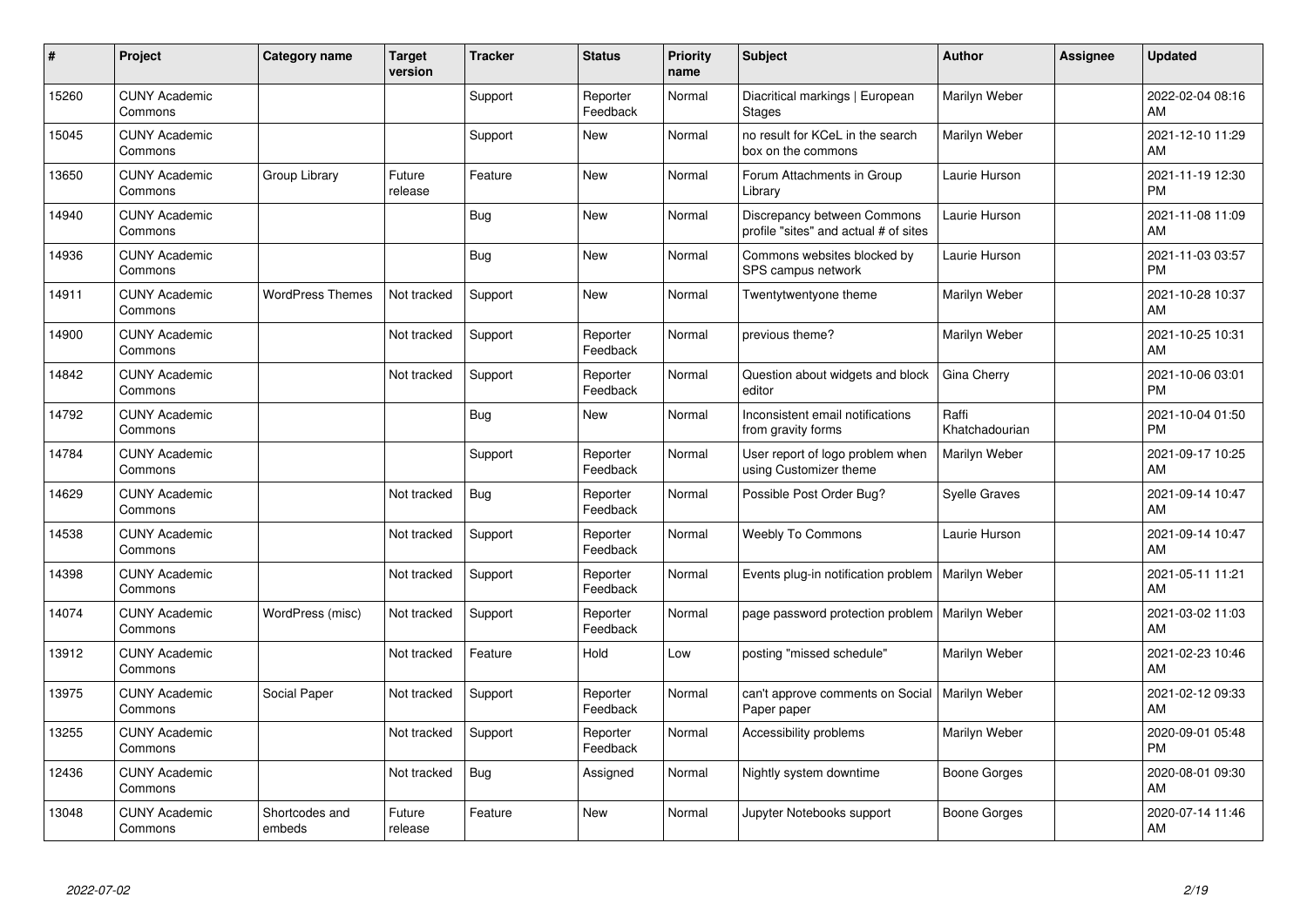| # | Project | Category name | Target version | Tracker | Status | Priority name | Subject | Author | Assignee | Updated |
|---|---|---|---|---|---|---|---|---|---|---|
| 15260 | CUNY Academic Commons | | | Support | Reporter Feedback | Normal | Diacritical markings \| European Stages | Marilyn Weber | | 2022-02-04 08:16 AM |
| 15045 | CUNY Academic Commons | | | Support | New | Normal | no result for KCeL in the search box on the commons | Marilyn Weber | | 2021-12-10 11:29 AM |
| 13650 | CUNY Academic Commons | Group Library | Future release | Feature | New | Normal | Forum Attachments in Group Library | Laurie Hurson | | 2021-11-19 12:30 PM |
| 14940 | CUNY Academic Commons | | | Bug | New | Normal | Discrepancy between Commons profile "sites" and actual # of sites | Laurie Hurson | | 2021-11-08 11:09 AM |
| 14936 | CUNY Academic Commons | | | Bug | New | Normal | Commons websites blocked by SPS campus network | Laurie Hurson | | 2021-11-03 03:57 PM |
| 14911 | CUNY Academic Commons | WordPress Themes | Not tracked | Support | New | Normal | Twentytwentyone theme | Marilyn Weber | | 2021-10-28 10:37 AM |
| 14900 | CUNY Academic Commons | | Not tracked | Support | Reporter Feedback | Normal | previous theme? | Marilyn Weber | | 2021-10-25 10:31 AM |
| 14842 | CUNY Academic Commons | | Not tracked | Support | Reporter Feedback | Normal | Question about widgets and block editor | Gina Cherry | | 2021-10-06 03:01 PM |
| 14792 | CUNY Academic Commons | | | Bug | New | Normal | Inconsistent email notifications from gravity forms | Raffi Khatchadourian | | 2021-10-04 01:50 PM |
| 14784 | CUNY Academic Commons | | | Support | Reporter Feedback | Normal | User report of logo problem when using Customizer theme | Marilyn Weber | | 2021-09-17 10:25 AM |
| 14629 | CUNY Academic Commons | | Not tracked | Bug | Reporter Feedback | Normal | Possible Post Order Bug? | Syelle Graves | | 2021-09-14 10:47 AM |
| 14538 | CUNY Academic Commons | | Not tracked | Support | Reporter Feedback | Normal | Weebly To Commons | Laurie Hurson | | 2021-09-14 10:47 AM |
| 14398 | CUNY Academic Commons | | Not tracked | Support | Reporter Feedback | Normal | Events plug-in notification problem | Marilyn Weber | | 2021-05-11 11:21 AM |
| 14074 | CUNY Academic Commons | WordPress (misc) | Not tracked | Support | Reporter Feedback | Normal | page password protection problem | Marilyn Weber | | 2021-03-02 11:03 AM |
| 13912 | CUNY Academic Commons | | Not tracked | Feature | Hold | Low | posting "missed schedule" | Marilyn Weber | | 2021-02-23 10:46 AM |
| 13975 | CUNY Academic Commons | Social Paper | Not tracked | Support | Reporter Feedback | Normal | can't approve comments on Social Paper paper | Marilyn Weber | | 2021-02-12 09:33 AM |
| 13255 | CUNY Academic Commons | | Not tracked | Support | Reporter Feedback | Normal | Accessibility problems | Marilyn Weber | | 2020-09-01 05:48 PM |
| 12436 | CUNY Academic Commons | | Not tracked | Bug | Assigned | Normal | Nightly system downtime | Boone Gorges | | 2020-08-01 09:30 AM |
| 13048 | CUNY Academic Commons | Shortcodes and embeds | Future release | Feature | New | Normal | Jupyter Notebooks support | Boone Gorges | | 2020-07-14 11:46 AM |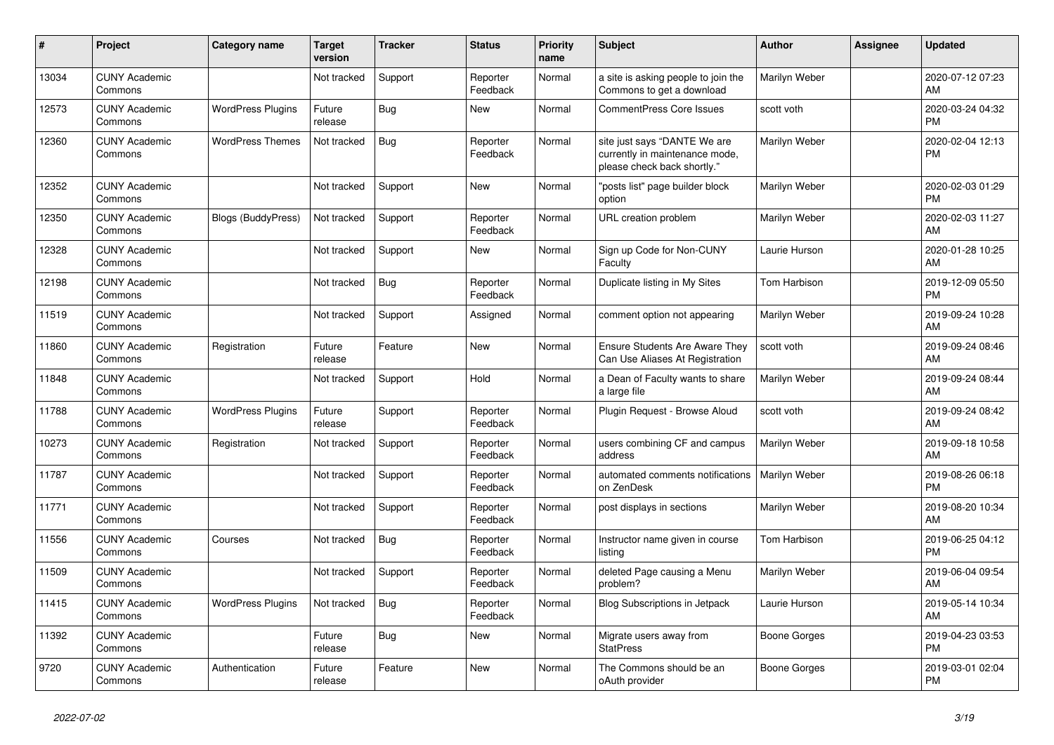| # | Project | Category name | Target version | Tracker | Status | Priority name | Subject | Author | Assignee | Updated |
|---|---|---|---|---|---|---|---|---|---|---|
| 13034 | CUNY Academic Commons | | Not tracked | Support | Reporter Feedback | Normal | a site is asking people to join the Commons to get a download | Marilyn Weber | | 2020-07-12 07:23 AM |
| 12573 | CUNY Academic Commons | WordPress Plugins | Future release | Bug | New | Normal | CommentPress Core Issues | scott voth | | 2020-03-24 04:32 PM |
| 12360 | CUNY Academic Commons | WordPress Themes | Not tracked | Bug | Reporter Feedback | Normal | site just says "DANTE We are currently in maintenance mode, please check back shortly." | Marilyn Weber | | 2020-02-04 12:13 PM |
| 12352 | CUNY Academic Commons | | Not tracked | Support | New | Normal | "posts list" page builder block option | Marilyn Weber | | 2020-02-03 01:29 PM |
| 12350 | CUNY Academic Commons | Blogs (BuddyPress) | Not tracked | Support | Reporter Feedback | Normal | URL creation problem | Marilyn Weber | | 2020-02-03 11:27 AM |
| 12328 | CUNY Academic Commons | | Not tracked | Support | New | Normal | Sign up Code for Non-CUNY Faculty | Laurie Hurson | | 2020-01-28 10:25 AM |
| 12198 | CUNY Academic Commons | | Not tracked | Bug | Reporter Feedback | Normal | Duplicate listing in My Sites | Tom Harbison | | 2019-12-09 05:50 PM |
| 11519 | CUNY Academic Commons | | Not tracked | Support | Assigned | Normal | comment option not appearing | Marilyn Weber | | 2019-09-24 10:28 AM |
| 11860 | CUNY Academic Commons | Registration | Future release | Feature | New | Normal | Ensure Students Are Aware They Can Use Aliases At Registration | scott voth | | 2019-09-24 08:46 AM |
| 11848 | CUNY Academic Commons | | Not tracked | Support | Hold | Normal | a Dean of Faculty wants to share a large file | Marilyn Weber | | 2019-09-24 08:44 AM |
| 11788 | CUNY Academic Commons | WordPress Plugins | Future release | Support | Reporter Feedback | Normal | Plugin Request - Browse Aloud | scott voth | | 2019-09-24 08:42 AM |
| 10273 | CUNY Academic Commons | Registration | Not tracked | Support | Reporter Feedback | Normal | users combining CF and campus address | Marilyn Weber | | 2019-09-18 10:58 AM |
| 11787 | CUNY Academic Commons | | Not tracked | Support | Reporter Feedback | Normal | automated comments notifications on ZenDesk | Marilyn Weber | | 2019-08-26 06:18 PM |
| 11771 | CUNY Academic Commons | | Not tracked | Support | Reporter Feedback | Normal | post displays in sections | Marilyn Weber | | 2019-08-20 10:34 AM |
| 11556 | CUNY Academic Commons | Courses | Not tracked | Bug | Reporter Feedback | Normal | Instructor name given in course listing | Tom Harbison | | 2019-06-25 04:12 PM |
| 11509 | CUNY Academic Commons | | Not tracked | Support | Reporter Feedback | Normal | deleted Page causing a Menu problem? | Marilyn Weber | | 2019-06-04 09:54 AM |
| 11415 | CUNY Academic Commons | WordPress Plugins | Not tracked | Bug | Reporter Feedback | Normal | Blog Subscriptions in Jetpack | Laurie Hurson | | 2019-05-14 10:34 AM |
| 11392 | CUNY Academic Commons | | Future release | Bug | New | Normal | Migrate users away from StatPress | Boone Gorges | | 2019-04-23 03:53 PM |
| 9720 | CUNY Academic Commons | Authentication | Future release | Feature | New | Normal | The Commons should be an oAuth provider | Boone Gorges | | 2019-03-01 02:04 PM |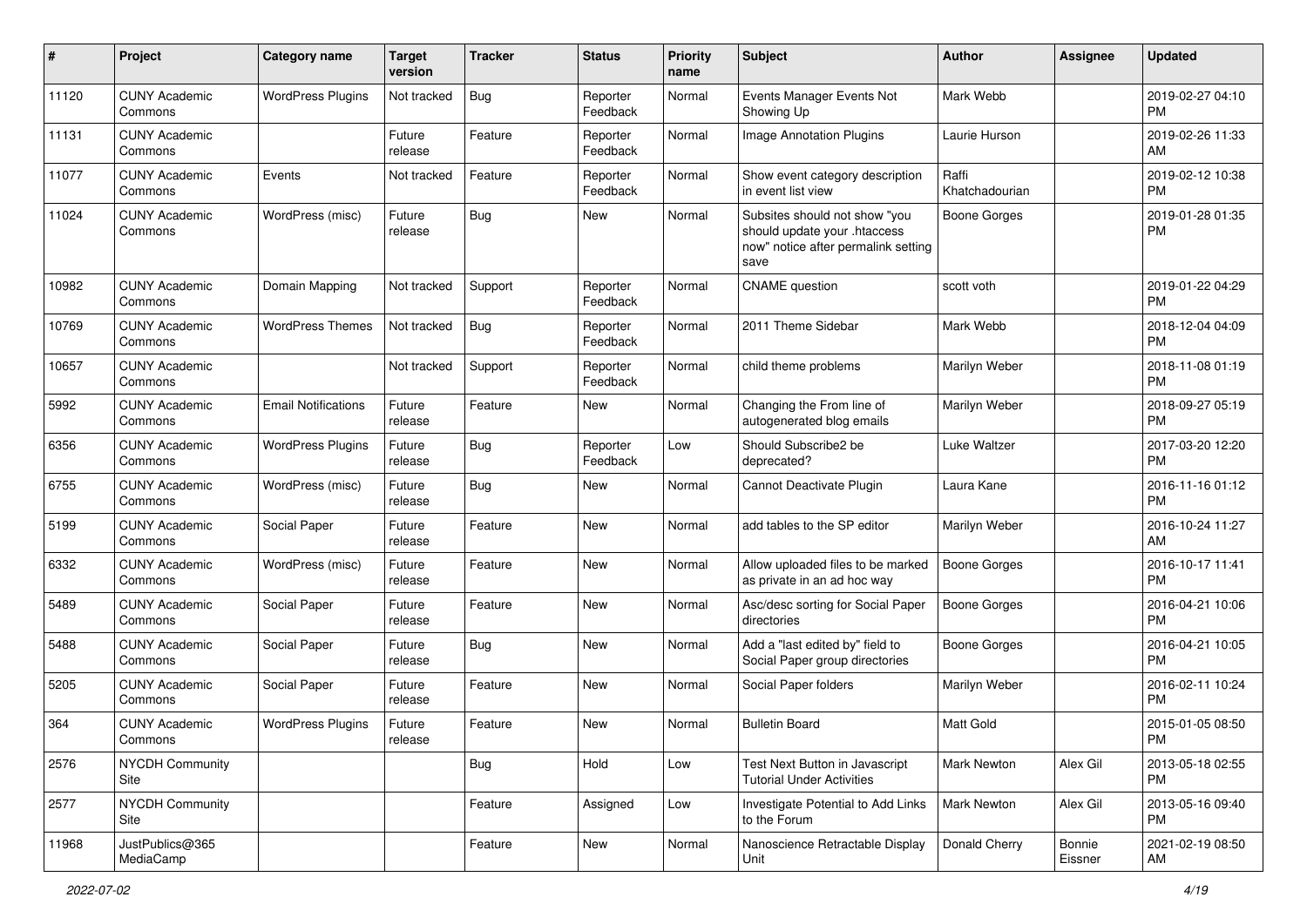| # | Project | Category name | Target version | Tracker | Status | Priority name | Subject | Author | Assignee | Updated |
|---|---|---|---|---|---|---|---|---|---|---|
| 11120 | CUNY Academic Commons | WordPress Plugins | Not tracked | Bug | Reporter Feedback | Normal | Events Manager Events Not Showing Up | Mark Webb | | 2019-02-27 04:10 PM |
| 11131 | CUNY Academic Commons | | Future release | Feature | Reporter Feedback | Normal | Image Annotation Plugins | Laurie Hurson | | 2019-02-26 11:33 AM |
| 11077 | CUNY Academic Commons | Events | Not tracked | Feature | Reporter Feedback | Normal | Show event category description in event list view | Raffi Khatchadourian | | 2019-02-12 10:38 PM |
| 11024 | CUNY Academic Commons | WordPress (misc) | Future release | Bug | New | Normal | Subsites should not show "you should update your .htaccess now" notice after permalink setting save | Boone Gorges | | 2019-01-28 01:35 PM |
| 10982 | CUNY Academic Commons | Domain Mapping | Not tracked | Support | Reporter Feedback | Normal | CNAME question | scott voth | | 2019-01-22 04:29 PM |
| 10769 | CUNY Academic Commons | WordPress Themes | Not tracked | Bug | Reporter Feedback | Normal | 2011 Theme Sidebar | Mark Webb | | 2018-12-04 04:09 PM |
| 10657 | CUNY Academic Commons | | Not tracked | Support | Reporter Feedback | Normal | child theme problems | Marilyn Weber | | 2018-11-08 01:19 PM |
| 5992 | CUNY Academic Commons | Email Notifications | Future release | Feature | New | Normal | Changing the From line of autogenerated blog emails | Marilyn Weber | | 2018-09-27 05:19 PM |
| 6356 | CUNY Academic Commons | WordPress Plugins | Future release | Bug | Reporter Feedback | Low | Should Subscribe2 be deprecated? | Luke Waltzer | | 2017-03-20 12:20 PM |
| 6755 | CUNY Academic Commons | WordPress (misc) | Future release | Bug | New | Normal | Cannot Deactivate Plugin | Laura Kane | | 2016-11-16 01:12 PM |
| 5199 | CUNY Academic Commons | Social Paper | Future release | Feature | New | Normal | add tables to the SP editor | Marilyn Weber | | 2016-10-24 11:27 AM |
| 6332 | CUNY Academic Commons | WordPress (misc) | Future release | Feature | New | Normal | Allow uploaded files to be marked as private in an ad hoc way | Boone Gorges | | 2016-10-17 11:41 PM |
| 5489 | CUNY Academic Commons | Social Paper | Future release | Feature | New | Normal | Asc/desc sorting for Social Paper directories | Boone Gorges | | 2016-04-21 10:06 PM |
| 5488 | CUNY Academic Commons | Social Paper | Future release | Bug | New | Normal | Add a "last edited by" field to Social Paper group directories | Boone Gorges | | 2016-04-21 10:05 PM |
| 5205 | CUNY Academic Commons | Social Paper | Future release | Feature | New | Normal | Social Paper folders | Marilyn Weber | | 2016-02-11 10:24 PM |
| 364 | CUNY Academic Commons | WordPress Plugins | Future release | Feature | New | Normal | Bulletin Board | Matt Gold | | 2015-01-05 08:50 PM |
| 2576 | NYCDH Community Site | | | Bug | Hold | Low | Test Next Button in Javascript Tutorial Under Activities | Mark Newton | Alex Gil | 2013-05-18 02:55 PM |
| 2577 | NYCDH Community Site | | | Feature | Assigned | Low | Investigate Potential to Add Links to the Forum | Mark Newton | Alex Gil | 2013-05-16 09:40 PM |
| 11968 | JustPublics@365 MediaCamp | | | Feature | New | Normal | Nanoscience Retractable Display Unit | Donald Cherry | Bonnie Eissner | 2021-02-19 08:50 AM |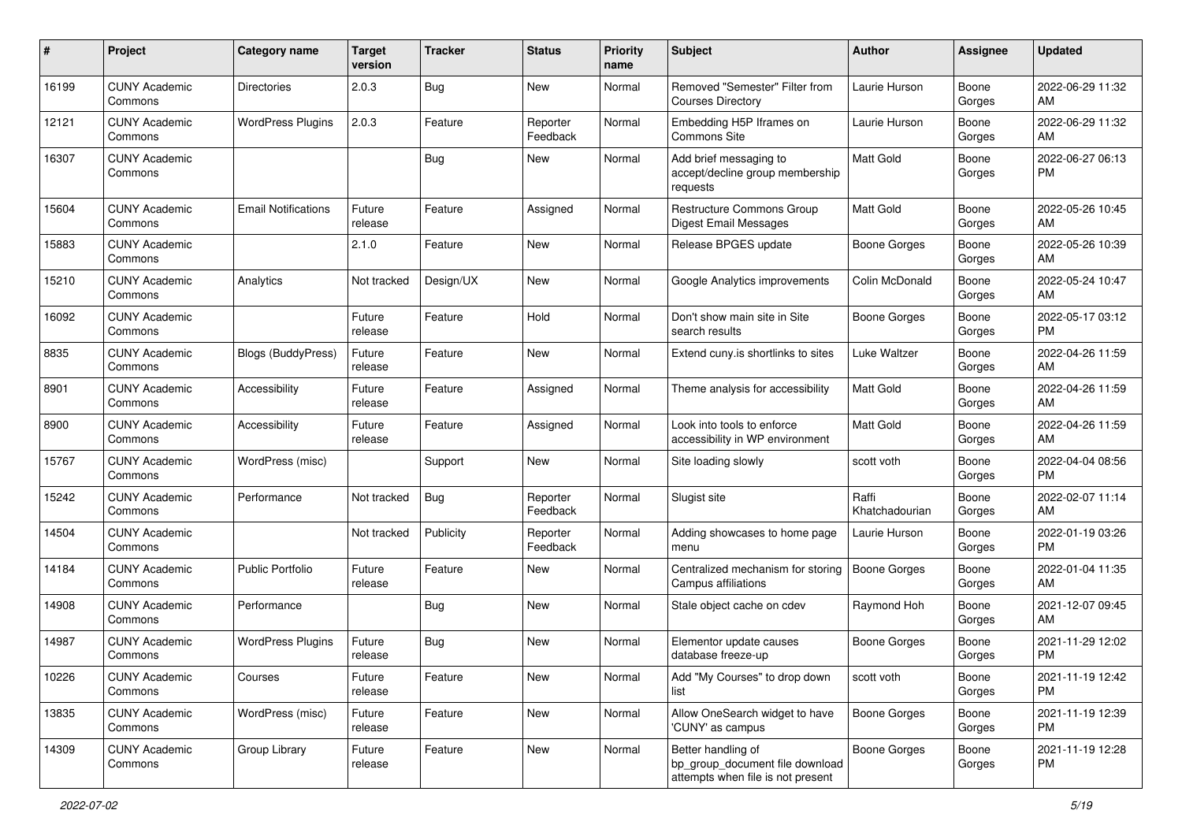| # | Project | Category name | Target version | Tracker | Status | Priority name | Subject | Author | Assignee | Updated |
|---|---|---|---|---|---|---|---|---|---|---|
| 16199 | CUNY Academic Commons | Directories | 2.0.3 | Bug | New | Normal | Removed "Semester" Filter from Courses Directory | Laurie Hurson | Boone Gorges | 2022-06-29 11:32 AM |
| 12121 | CUNY Academic Commons | WordPress Plugins | 2.0.3 | Feature | Reporter Feedback | Normal | Embedding H5P Iframes on Commons Site | Laurie Hurson | Boone Gorges | 2022-06-29 11:32 AM |
| 16307 | CUNY Academic Commons | | | Bug | New | Normal | Add brief messaging to accept/decline group membership requests | Matt Gold | Boone Gorges | 2022-06-27 06:13 PM |
| 15604 | CUNY Academic Commons | Email Notifications | Future release | Feature | Assigned | Normal | Restructure Commons Group Digest Email Messages | Matt Gold | Boone Gorges | 2022-05-26 10:45 AM |
| 15883 | CUNY Academic Commons | | 2.1.0 | Feature | New | Normal | Release BPGES update | Boone Gorges | Boone Gorges | 2022-05-26 10:39 AM |
| 15210 | CUNY Academic Commons | Analytics | Not tracked | Design/UX | New | Normal | Google Analytics improvements | Colin McDonald | Boone Gorges | 2022-05-24 10:47 AM |
| 16092 | CUNY Academic Commons | | Future release | Feature | Hold | Normal | Don't show main site in Site search results | Boone Gorges | Boone Gorges | 2022-05-17 03:12 PM |
| 8835 | CUNY Academic Commons | Blogs (BuddyPress) | Future release | Feature | New | Normal | Extend cuny.is shortlinks to sites | Luke Waltzer | Boone Gorges | 2022-04-26 11:59 AM |
| 8901 | CUNY Academic Commons | Accessibility | Future release | Feature | Assigned | Normal | Theme analysis for accessibility | Matt Gold | Boone Gorges | 2022-04-26 11:59 AM |
| 8900 | CUNY Academic Commons | Accessibility | Future release | Feature | Assigned | Normal | Look into tools to enforce accessibility in WP environment | Matt Gold | Boone Gorges | 2022-04-26 11:59 AM |
| 15767 | CUNY Academic Commons | WordPress (misc) | | Support | New | Normal | Site loading slowly | scott voth | Boone Gorges | 2022-04-04 08:56 PM |
| 15242 | CUNY Academic Commons | Performance | Not tracked | Bug | Reporter Feedback | Normal | Slugist site | Raffi Khatchadourian | Boone Gorges | 2022-02-07 11:14 AM |
| 14504 | CUNY Academic Commons | | Not tracked | Publicity | Reporter Feedback | Normal | Adding showcases to home page menu | Laurie Hurson | Boone Gorges | 2022-01-19 03:26 PM |
| 14184 | CUNY Academic Commons | Public Portfolio | Future release | Feature | New | Normal | Centralized mechanism for storing Campus affiliations | Boone Gorges | Boone Gorges | 2022-01-04 11:35 AM |
| 14908 | CUNY Academic Commons | Performance | | Bug | New | Normal | Stale object cache on cdev | Raymond Hoh | Boone Gorges | 2021-12-07 09:45 AM |
| 14987 | CUNY Academic Commons | WordPress Plugins | Future release | Bug | New | Normal | Elementor update causes database freeze-up | Boone Gorges | Boone Gorges | 2021-11-29 12:02 PM |
| 10226 | CUNY Academic Commons | Courses | Future release | Feature | New | Normal | Add "My Courses" to drop down list | scott voth | Boone Gorges | 2021-11-19 12:42 PM |
| 13835 | CUNY Academic Commons | WordPress (misc) | Future release | Feature | New | Normal | Allow OneSearch widget to have 'CUNY' as campus | Boone Gorges | Boone Gorges | 2021-11-19 12:39 PM |
| 14309 | CUNY Academic Commons | Group Library | Future release | Feature | New | Normal | Better handling of bp_group_document file download attempts when file is not present | Boone Gorges | Boone Gorges | 2021-11-19 12:28 PM |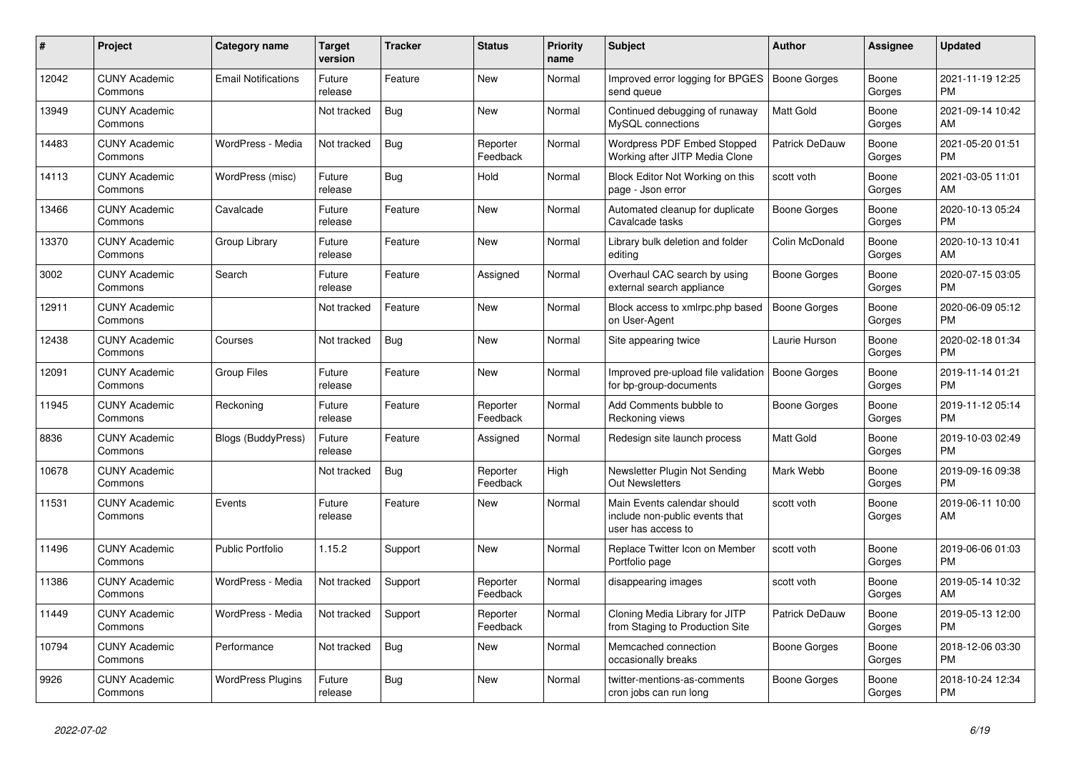| # | Project | Category name | Target version | Tracker | Status | Priority name | Subject | Author | Assignee | Updated |
|---|---|---|---|---|---|---|---|---|---|---|
| 12042 | CUNY Academic Commons | Email Notifications | Future release | Feature | New | Normal | Improved error logging for BPGES send queue | Boone Gorges | Boone Gorges | 2021-11-19 12:25 PM |
| 13949 | CUNY Academic Commons | | Not tracked | Bug | New | Normal | Continued debugging of runaway MySQL connections | Matt Gold | Boone Gorges | 2021-09-14 10:42 AM |
| 14483 | CUNY Academic Commons | WordPress - Media | Not tracked | Bug | Reporter Feedback | Normal | Wordpress PDF Embed Stopped Working after JITP Media Clone | Patrick DeDauw | Boone Gorges | 2021-05-20 01:51 PM |
| 14113 | CUNY Academic Commons | WordPress (misc) | Future release | Bug | Hold | Normal | Block Editor Not Working on this page - Json error | scott voth | Boone Gorges | 2021-03-05 11:01 AM |
| 13466 | CUNY Academic Commons | Cavalcade | Future release | Feature | New | Normal | Automated cleanup for duplicate Cavalcade tasks | Boone Gorges | Boone Gorges | 2020-10-13 05:24 PM |
| 13370 | CUNY Academic Commons | Group Library | Future release | Feature | New | Normal | Library bulk deletion and folder editing | Colin McDonald | Boone Gorges | 2020-10-13 10:41 AM |
| 3002 | CUNY Academic Commons | Search | Future release | Feature | Assigned | Normal | Overhaul CAC search by using external search appliance | Boone Gorges | Boone Gorges | 2020-07-15 03:05 PM |
| 12911 | CUNY Academic Commons | | Not tracked | Feature | New | Normal | Block access to xmlrpc.php based on User-Agent | Boone Gorges | Boone Gorges | 2020-06-09 05:12 PM |
| 12438 | CUNY Academic Commons | Courses | Not tracked | Bug | New | Normal | Site appearing twice | Laurie Hurson | Boone Gorges | 2020-02-18 01:34 PM |
| 12091 | CUNY Academic Commons | Group Files | Future release | Feature | New | Normal | Improved pre-upload file validation for bp-group-documents | Boone Gorges | Boone Gorges | 2019-11-14 01:21 PM |
| 11945 | CUNY Academic Commons | Reckoning | Future release | Feature | Reporter Feedback | Normal | Add Comments bubble to Reckoning views | Boone Gorges | Boone Gorges | 2019-11-12 05:14 PM |
| 8836 | CUNY Academic Commons | Blogs (BuddyPress) | Future release | Feature | Assigned | Normal | Redesign site launch process | Matt Gold | Boone Gorges | 2019-10-03 02:49 PM |
| 10678 | CUNY Academic Commons | | Not tracked | Bug | Reporter Feedback | High | Newsletter Plugin Not Sending Out Newsletters | Mark Webb | Boone Gorges | 2019-09-16 09:38 PM |
| 11531 | CUNY Academic Commons | Events | Future release | Feature | New | Normal | Main Events calendar should include non-public events that user has access to | scott voth | Boone Gorges | 2019-06-11 10:00 AM |
| 11496 | CUNY Academic Commons | Public Portfolio | 1.15.2 | Support | New | Normal | Replace Twitter Icon on Member Portfolio page | scott voth | Boone Gorges | 2019-06-06 01:03 PM |
| 11386 | CUNY Academic Commons | WordPress - Media | Not tracked | Support | Reporter Feedback | Normal | disappearing images | scott voth | Boone Gorges | 2019-05-14 10:32 AM |
| 11449 | CUNY Academic Commons | WordPress - Media | Not tracked | Support | Reporter Feedback | Normal | Cloning Media Library for JITP from Staging to Production Site | Patrick DeDauw | Boone Gorges | 2019-05-13 12:00 PM |
| 10794 | CUNY Academic Commons | Performance | Not tracked | Bug | New | Normal | Memcached connection occasionally breaks | Boone Gorges | Boone Gorges | 2018-12-06 03:30 PM |
| 9926 | CUNY Academic Commons | WordPress Plugins | Future release | Bug | New | Normal | twitter-mentions-as-comments cron jobs can run long | Boone Gorges | Boone Gorges | 2018-10-24 12:34 PM |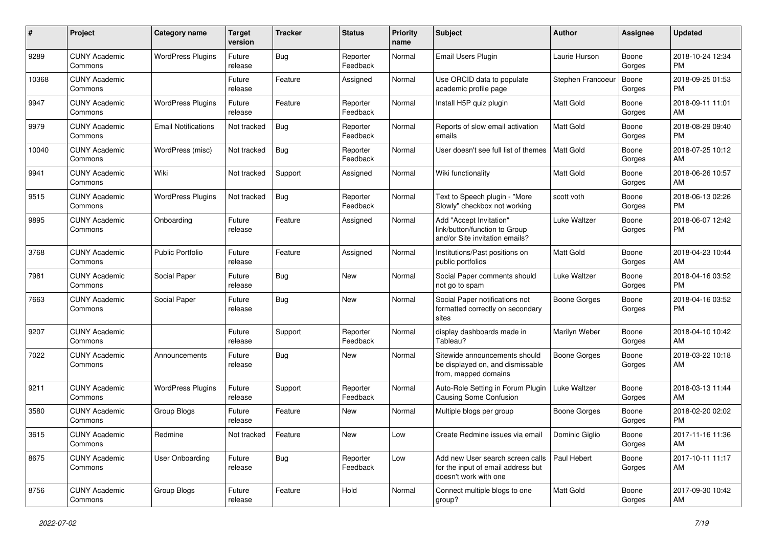| # | Project | Category name | Target version | Tracker | Status | Priority name | Subject | Author | Assignee | Updated |
|---|---|---|---|---|---|---|---|---|---|---|
| 9289 | CUNY Academic Commons | WordPress Plugins | Future release | Bug | Reporter Feedback | Normal | Email Users Plugin | Laurie Hurson | Boone Gorges | 2018-10-24 12:34 PM |
| 10368 | CUNY Academic Commons | | Future release | Feature | Assigned | Normal | Use ORCID data to populate academic profile page | Stephen Francoeur | Boone Gorges | 2018-09-25 01:53 PM |
| 9947 | CUNY Academic Commons | WordPress Plugins | Future release | Feature | Reporter Feedback | Normal | Install H5P quiz plugin | Matt Gold | Boone Gorges | 2018-09-11 11:01 AM |
| 9979 | CUNY Academic Commons | Email Notifications | Not tracked | Bug | Reporter Feedback | Normal | Reports of slow email activation emails | Matt Gold | Boone Gorges | 2018-08-29 09:40 PM |
| 10040 | CUNY Academic Commons | WordPress (misc) | Not tracked | Bug | Reporter Feedback | Normal | User doesn't see full list of themes | Matt Gold | Boone Gorges | 2018-07-25 10:12 AM |
| 9941 | CUNY Academic Commons | Wiki | Not tracked | Support | Assigned | Normal | Wiki functionality | Matt Gold | Boone Gorges | 2018-06-26 10:57 AM |
| 9515 | CUNY Academic Commons | WordPress Plugins | Not tracked | Bug | Reporter Feedback | Normal | Text to Speech plugin - "More Slowly" checkbox not working | scott voth | Boone Gorges | 2018-06-13 02:26 PM |
| 9895 | CUNY Academic Commons | Onboarding | Future release | Feature | Assigned | Normal | Add "Accept Invitation" link/button/function to Group and/or Site invitation emails? | Luke Waltzer | Boone Gorges | 2018-06-07 12:42 PM |
| 3768 | CUNY Academic Commons | Public Portfolio | Future release | Feature | Assigned | Normal | Institutions/Past positions on public portfolios | Matt Gold | Boone Gorges | 2018-04-23 10:44 AM |
| 7981 | CUNY Academic Commons | Social Paper | Future release | Bug | New | Normal | Social Paper comments should not go to spam | Luke Waltzer | Boone Gorges | 2018-04-16 03:52 PM |
| 7663 | CUNY Academic Commons | Social Paper | Future release | Bug | New | Normal | Social Paper notifications not formatted correctly on secondary sites | Boone Gorges | Boone Gorges | 2018-04-16 03:52 PM |
| 9207 | CUNY Academic Commons | | Future release | Support | Reporter Feedback | Normal | display dashboards made in Tableau? | Marilyn Weber | Boone Gorges | 2018-04-10 10:42 AM |
| 7022 | CUNY Academic Commons | Announcements | Future release | Bug | New | Normal | Sitewide announcements should be displayed on, and dismissable from, mapped domains | Boone Gorges | Boone Gorges | 2018-03-22 10:18 AM |
| 9211 | CUNY Academic Commons | WordPress Plugins | Future release | Support | Reporter Feedback | Normal | Auto-Role Setting in Forum Plugin Causing Some Confusion | Luke Waltzer | Boone Gorges | 2018-03-13 11:44 AM |
| 3580 | CUNY Academic Commons | Group Blogs | Future release | Feature | New | Normal | Multiple blogs per group | Boone Gorges | Boone Gorges | 2018-02-20 02:02 PM |
| 3615 | CUNY Academic Commons | Redmine | Not tracked | Feature | New | Low | Create Redmine issues via email | Dominic Giglio | Boone Gorges | 2017-11-16 11:36 AM |
| 8675 | CUNY Academic Commons | User Onboarding | Future release | Bug | Reporter Feedback | Low | Add new User search screen calls for the input of email address but doesn't work with one | Paul Hebert | Boone Gorges | 2017-10-11 11:17 AM |
| 8756 | CUNY Academic Commons | Group Blogs | Future release | Feature | Hold | Normal | Connect multiple blogs to one group? | Matt Gold | Boone Gorges | 2017-09-30 10:42 AM |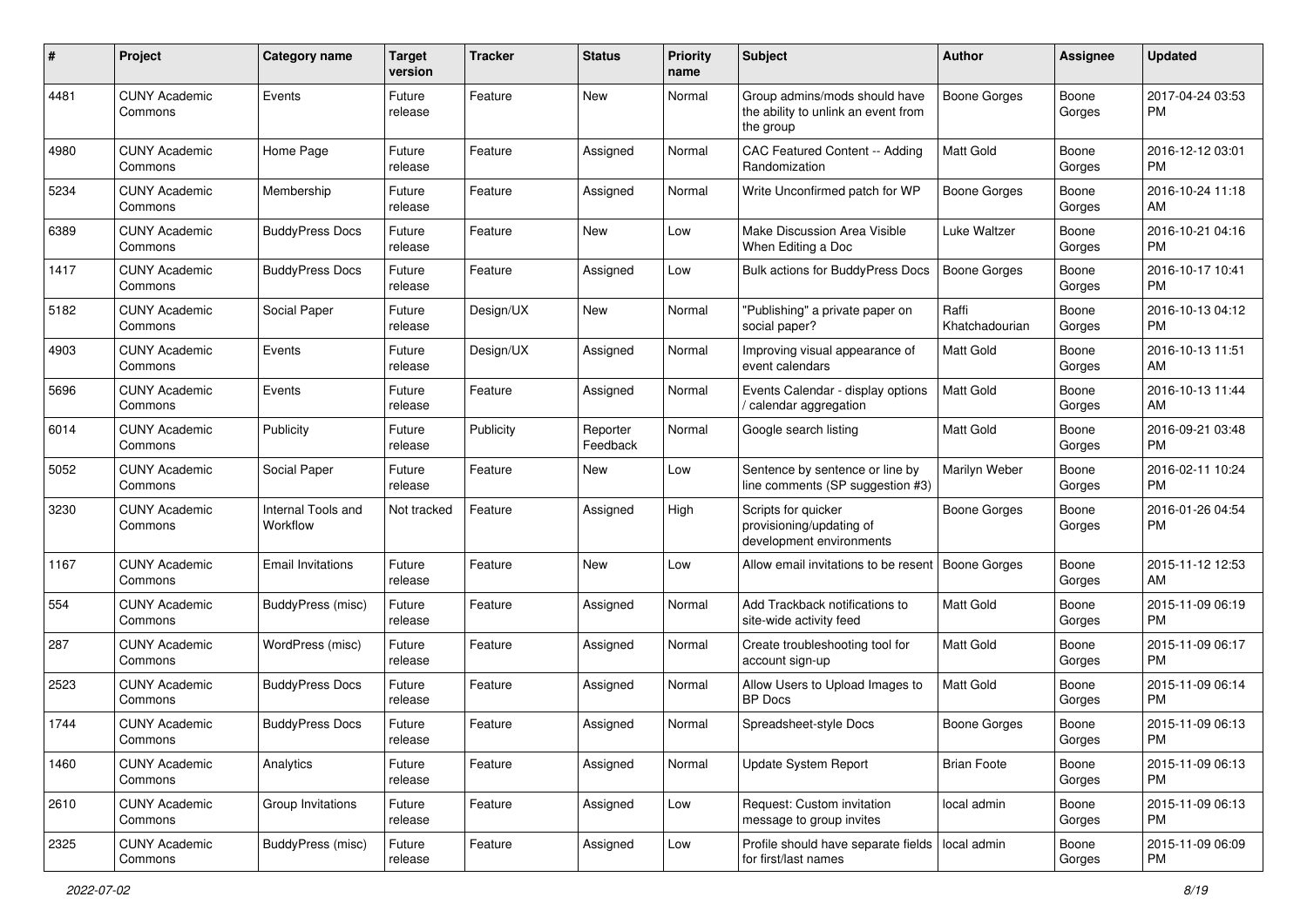| # | Project | Category name | Target version | Tracker | Status | Priority name | Subject | Author | Assignee | Updated |
|---|---|---|---|---|---|---|---|---|---|---|
| 4481 | CUNY Academic Commons | Events | Future release | Feature | New | Normal | Group admins/mods should have the ability to unlink an event from the group | Boone Gorges | Boone Gorges | 2017-04-24 03:53 PM |
| 4980 | CUNY Academic Commons | Home Page | Future release | Feature | Assigned | Normal | CAC Featured Content -- Adding Randomization | Matt Gold | Boone Gorges | 2016-12-12 03:01 PM |
| 5234 | CUNY Academic Commons | Membership | Future release | Feature | Assigned | Normal | Write Unconfirmed patch for WP | Boone Gorges | Boone Gorges | 2016-10-24 11:18 AM |
| 6389 | CUNY Academic Commons | BuddyPress Docs | Future release | Feature | New | Low | Make Discussion Area Visible When Editing a Doc | Luke Waltzer | Boone Gorges | 2016-10-21 04:16 PM |
| 1417 | CUNY Academic Commons | BuddyPress Docs | Future release | Feature | Assigned | Low | Bulk actions for BuddyPress Docs | Boone Gorges | Boone Gorges | 2016-10-17 10:41 PM |
| 5182 | CUNY Academic Commons | Social Paper | Future release | Design/UX | New | Normal | "Publishing" a private paper on social paper? | Raffi Khatchadourian | Boone Gorges | 2016-10-13 04:12 PM |
| 4903 | CUNY Academic Commons | Events | Future release | Design/UX | Assigned | Normal | Improving visual appearance of event calendars | Matt Gold | Boone Gorges | 2016-10-13 11:51 AM |
| 5696 | CUNY Academic Commons | Events | Future release | Feature | Assigned | Normal | Events Calendar - display options / calendar aggregation | Matt Gold | Boone Gorges | 2016-10-13 11:44 AM |
| 6014 | CUNY Academic Commons | Publicity | Future release | Publicity | Reporter Feedback | Normal | Google search listing | Matt Gold | Boone Gorges | 2016-09-21 03:48 PM |
| 5052 | CUNY Academic Commons | Social Paper | Future release | Feature | New | Low | Sentence by sentence or line by line comments (SP suggestion #3) | Marilyn Weber | Boone Gorges | 2016-02-11 10:24 PM |
| 3230 | CUNY Academic Commons | Internal Tools and Workflow | Not tracked | Feature | Assigned | High | Scripts for quicker provisioning/updating of development environments | Boone Gorges | Boone Gorges | 2016-01-26 04:54 PM |
| 1167 | CUNY Academic Commons | Email Invitations | Future release | Feature | New | Low | Allow email invitations to be resent | Boone Gorges | Boone Gorges | 2015-11-12 12:53 AM |
| 554 | CUNY Academic Commons | BuddyPress (misc) | Future release | Feature | Assigned | Normal | Add Trackback notifications to site-wide activity feed | Matt Gold | Boone Gorges | 2015-11-09 06:19 PM |
| 287 | CUNY Academic Commons | WordPress (misc) | Future release | Feature | Assigned | Normal | Create troubleshooting tool for account sign-up | Matt Gold | Boone Gorges | 2015-11-09 06:17 PM |
| 2523 | CUNY Academic Commons | BuddyPress Docs | Future release | Feature | Assigned | Normal | Allow Users to Upload Images to BP Docs | Matt Gold | Boone Gorges | 2015-11-09 06:14 PM |
| 1744 | CUNY Academic Commons | BuddyPress Docs | Future release | Feature | Assigned | Normal | Spreadsheet-style Docs | Boone Gorges | Boone Gorges | 2015-11-09 06:13 PM |
| 1460 | CUNY Academic Commons | Analytics | Future release | Feature | Assigned | Normal | Update System Report | Brian Foote | Boone Gorges | 2015-11-09 06:13 PM |
| 2610 | CUNY Academic Commons | Group Invitations | Future release | Feature | Assigned | Low | Request: Custom invitation message to group invites | local admin | Boone Gorges | 2015-11-09 06:13 PM |
| 2325 | CUNY Academic Commons | BuddyPress (misc) | Future release | Feature | Assigned | Low | Profile should have separate fields for first/last names | local admin | Boone Gorges | 2015-11-09 06:09 PM |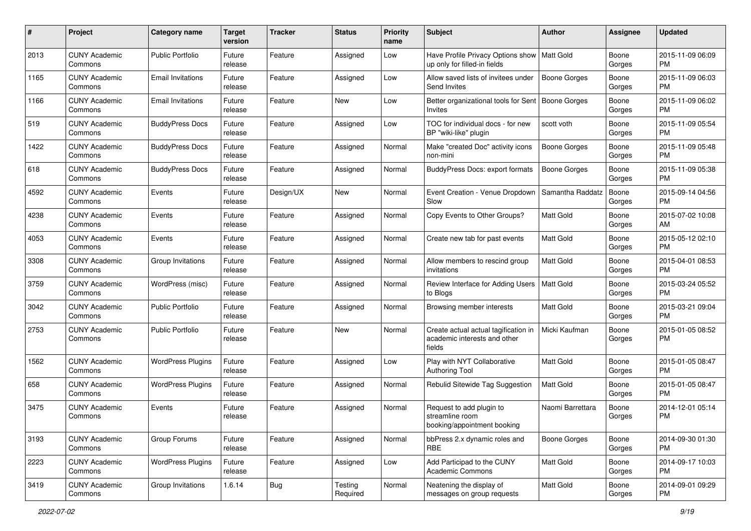| # | Project | Category name | Target version | Tracker | Status | Priority name | Subject | Author | Assignee | Updated |
|---|---|---|---|---|---|---|---|---|---|---|
| 2013 | CUNY Academic Commons | Public Portfolio | Future release | Feature | Assigned | Low | Have Profile Privacy Options show up only for filled-in fields | Matt Gold | Boone Gorges | 2015-11-09 06:09 PM |
| 1165 | CUNY Academic Commons | Email Invitations | Future release | Feature | Assigned | Low | Allow saved lists of invitees under Send Invites | Boone Gorges | Boone Gorges | 2015-11-09 06:03 PM |
| 1166 | CUNY Academic Commons | Email Invitations | Future release | Feature | New | Low | Better organizational tools for Sent Invites | Boone Gorges | Boone Gorges | 2015-11-09 06:02 PM |
| 519 | CUNY Academic Commons | BuddyPress Docs | Future release | Feature | Assigned | Low | TOC for individual docs - for new BP "wiki-like" plugin | scott voth | Boone Gorges | 2015-11-09 05:54 PM |
| 1422 | CUNY Academic Commons | BuddyPress Docs | Future release | Feature | Assigned | Normal | Make "created Doc" activity icons non-mini | Boone Gorges | Boone Gorges | 2015-11-09 05:48 PM |
| 618 | CUNY Academic Commons | BuddyPress Docs | Future release | Feature | Assigned | Normal | BuddyPress Docs: export formats | Boone Gorges | Boone Gorges | 2015-11-09 05:38 PM |
| 4592 | CUNY Academic Commons | Events | Future release | Design/UX | New | Normal | Event Creation - Venue Dropdown Slow | Samantha Raddatz | Boone Gorges | 2015-09-14 04:56 PM |
| 4238 | CUNY Academic Commons | Events | Future release | Feature | Assigned | Normal | Copy Events to Other Groups? | Matt Gold | Boone Gorges | 2015-07-02 10:08 AM |
| 4053 | CUNY Academic Commons | Events | Future release | Feature | Assigned | Normal | Create new tab for past events | Matt Gold | Boone Gorges | 2015-05-12 02:10 PM |
| 3308 | CUNY Academic Commons | Group Invitations | Future release | Feature | Assigned | Normal | Allow members to rescind group invitations | Matt Gold | Boone Gorges | 2015-04-01 08:53 PM |
| 3759 | CUNY Academic Commons | WordPress (misc) | Future release | Feature | Assigned | Normal | Review Interface for Adding Users to Blogs | Matt Gold | Boone Gorges | 2015-03-24 05:52 PM |
| 3042 | CUNY Academic Commons | Public Portfolio | Future release | Feature | Assigned | Normal | Browsing member interests | Matt Gold | Boone Gorges | 2015-03-21 09:04 PM |
| 2753 | CUNY Academic Commons | Public Portfolio | Future release | Feature | New | Normal | Create actual actual tagification in academic interests and other fields | Micki Kaufman | Boone Gorges | 2015-01-05 08:52 PM |
| 1562 | CUNY Academic Commons | WordPress Plugins | Future release | Feature | Assigned | Low | Play with NYT Collaborative Authoring Tool | Matt Gold | Boone Gorges | 2015-01-05 08:47 PM |
| 658 | CUNY Academic Commons | WordPress Plugins | Future release | Feature | Assigned | Normal | Rebulid Sitewide Tag Suggestion | Matt Gold | Boone Gorges | 2015-01-05 08:47 PM |
| 3475 | CUNY Academic Commons | Events | Future release | Feature | Assigned | Normal | Request to add plugin to streamline room booking/appointment booking | Naomi Barrettara | Boone Gorges | 2014-12-01 05:14 PM |
| 3193 | CUNY Academic Commons | Group Forums | Future release | Feature | Assigned | Normal | bbPress 2.x dynamic roles and RBE | Boone Gorges | Boone Gorges | 2014-09-30 01:30 PM |
| 2223 | CUNY Academic Commons | WordPress Plugins | Future release | Feature | Assigned | Low | Add Participad to the CUNY Academic Commons | Matt Gold | Boone Gorges | 2014-09-17 10:03 PM |
| 3419 | CUNY Academic Commons | Group Invitations | 1.6.14 | Bug | Testing Required | Normal | Neatening the display of messages on group requests | Matt Gold | Boone Gorges | 2014-09-01 09:29 PM |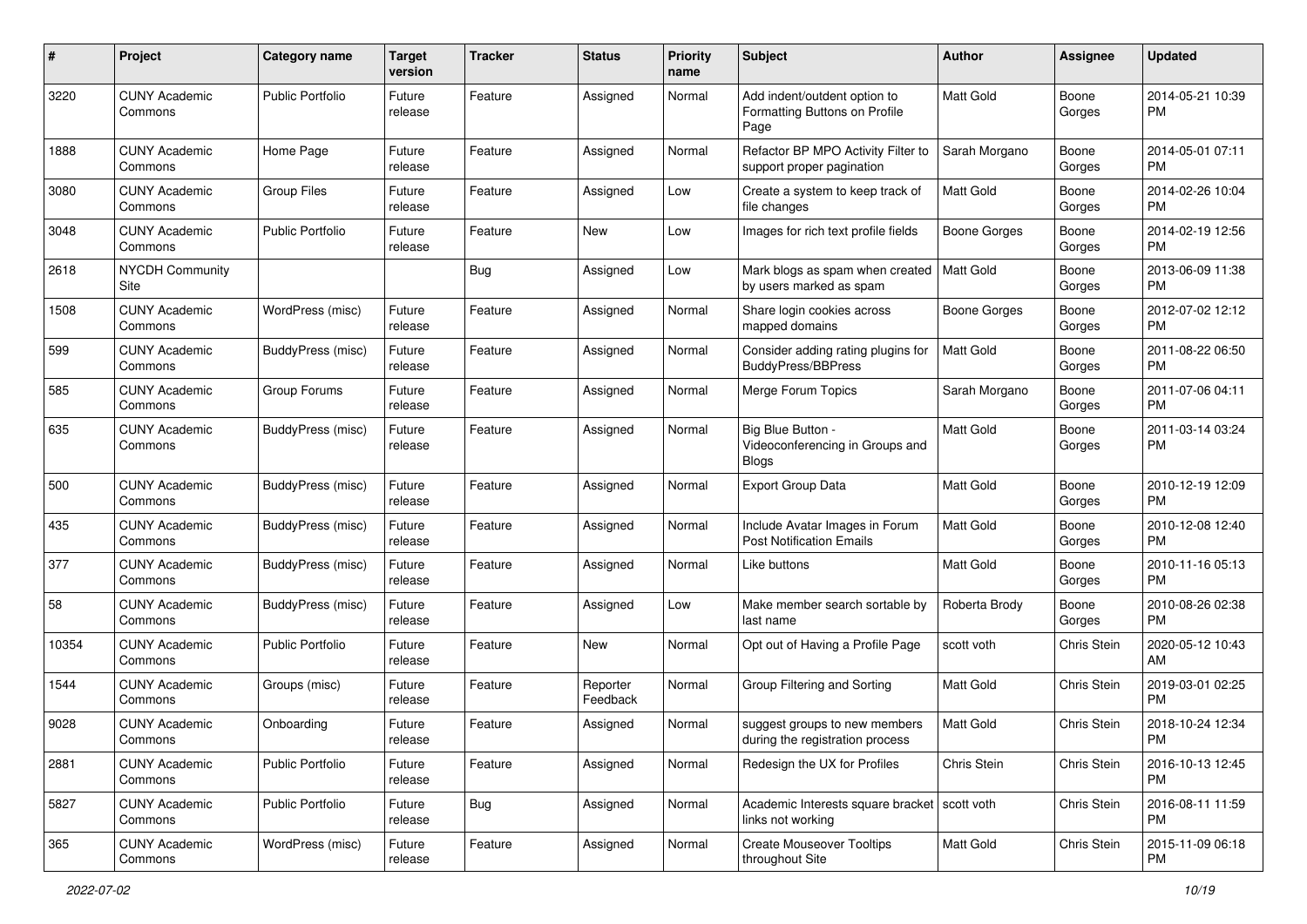| # | Project | Category name | Target version | Tracker | Status | Priority name | Subject | Author | Assignee | Updated |
|---|---|---|---|---|---|---|---|---|---|---|
| 3220 | CUNY Academic Commons | Public Portfolio | Future release | Feature | Assigned | Normal | Add indent/outdent option to Formatting Buttons on Profile Page | Matt Gold | Boone Gorges | 2014-05-21 10:39 PM |
| 1888 | CUNY Academic Commons | Home Page | Future release | Feature | Assigned | Normal | Refactor BP MPO Activity Filter to support proper pagination | Sarah Morgano | Boone Gorges | 2014-05-01 07:11 PM |
| 3080 | CUNY Academic Commons | Group Files | Future release | Feature | Assigned | Low | Create a system to keep track of file changes | Matt Gold | Boone Gorges | 2014-02-26 10:04 PM |
| 3048 | CUNY Academic Commons | Public Portfolio | Future release | Feature | New | Low | Images for rich text profile fields | Boone Gorges | Boone Gorges | 2014-02-19 12:56 PM |
| 2618 | NYCDH Community Site | | | Bug | Assigned | Low | Mark blogs as spam when created by users marked as spam | Matt Gold | Boone Gorges | 2013-06-09 11:38 PM |
| 1508 | CUNY Academic Commons | WordPress (misc) | Future release | Feature | Assigned | Normal | Share login cookies across mapped domains | Boone Gorges | Boone Gorges | 2012-07-02 12:12 PM |
| 599 | CUNY Academic Commons | BuddyPress (misc) | Future release | Feature | Assigned | Normal | Consider adding rating plugins for BuddyPress/BBPress | Matt Gold | Boone Gorges | 2011-08-22 06:50 PM |
| 585 | CUNY Academic Commons | Group Forums | Future release | Feature | Assigned | Normal | Merge Forum Topics | Sarah Morgano | Boone Gorges | 2011-07-06 04:11 PM |
| 635 | CUNY Academic Commons | BuddyPress (misc) | Future release | Feature | Assigned | Normal | Big Blue Button - Videoconferencing in Groups and Blogs | Matt Gold | Boone Gorges | 2011-03-14 03:24 PM |
| 500 | CUNY Academic Commons | BuddyPress (misc) | Future release | Feature | Assigned | Normal | Export Group Data | Matt Gold | Boone Gorges | 2010-12-19 12:09 PM |
| 435 | CUNY Academic Commons | BuddyPress (misc) | Future release | Feature | Assigned | Normal | Include Avatar Images in Forum Post Notification Emails | Matt Gold | Boone Gorges | 2010-12-08 12:40 PM |
| 377 | CUNY Academic Commons | BuddyPress (misc) | Future release | Feature | Assigned | Normal | Like buttons | Matt Gold | Boone Gorges | 2010-11-16 05:13 PM |
| 58 | CUNY Academic Commons | BuddyPress (misc) | Future release | Feature | Assigned | Low | Make member search sortable by last name | Roberta Brody | Boone Gorges | 2010-08-26 02:38 PM |
| 10354 | CUNY Academic Commons | Public Portfolio | Future release | Feature | New | Normal | Opt out of Having a Profile Page | scott voth | Chris Stein | 2020-05-12 10:43 AM |
| 1544 | CUNY Academic Commons | Groups (misc) | Future release | Feature | Reporter Feedback | Normal | Group Filtering and Sorting | Matt Gold | Chris Stein | 2019-03-01 02:25 PM |
| 9028 | CUNY Academic Commons | Onboarding | Future release | Feature | Assigned | Normal | suggest groups to new members during the registration process | Matt Gold | Chris Stein | 2018-10-24 12:34 PM |
| 2881 | CUNY Academic Commons | Public Portfolio | Future release | Feature | Assigned | Normal | Redesign the UX for Profiles | Chris Stein | Chris Stein | 2016-10-13 12:45 PM |
| 5827 | CUNY Academic Commons | Public Portfolio | Future release | Bug | Assigned | Normal | Academic Interests square bracket links not working | scott voth | Chris Stein | 2016-08-11 11:59 PM |
| 365 | CUNY Academic Commons | WordPress (misc) | Future release | Feature | Assigned | Normal | Create Mouseover Tooltips throughout Site | Matt Gold | Chris Stein | 2015-11-09 06:18 PM |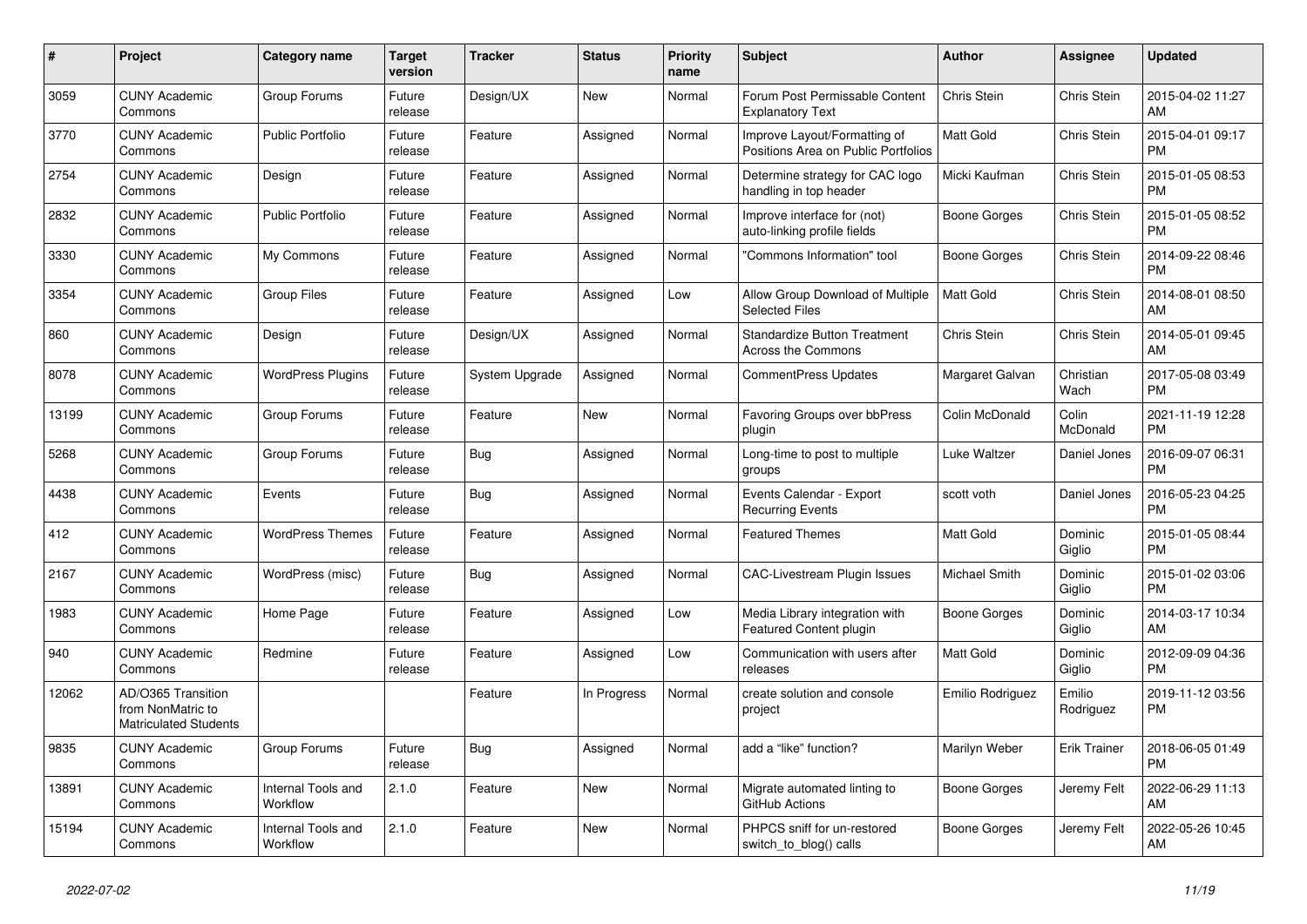| # | Project | Category name | Target version | Tracker | Status | Priority name | Subject | Author | Assignee | Updated |
|---|---|---|---|---|---|---|---|---|---|---|
| 3059 | CUNY Academic Commons | Group Forums | Future release | Design/UX | New | Normal | Forum Post Permissable Content Explanatory Text | Chris Stein | Chris Stein | 2015-04-02 11:27 AM |
| 3770 | CUNY Academic Commons | Public Portfolio | Future release | Feature | Assigned | Normal | Improve Layout/Formatting of Positions Area on Public Portfolios | Matt Gold | Chris Stein | 2015-04-01 09:17 PM |
| 2754 | CUNY Academic Commons | Design | Future release | Feature | Assigned | Normal | Determine strategy for CAC logo handling in top header | Micki Kaufman | Chris Stein | 2015-01-05 08:53 PM |
| 2832 | CUNY Academic Commons | Public Portfolio | Future release | Feature | Assigned | Normal | Improve interface for (not) auto-linking profile fields | Boone Gorges | Chris Stein | 2015-01-05 08:52 PM |
| 3330 | CUNY Academic Commons | My Commons | Future release | Feature | Assigned | Normal | "Commons Information" tool | Boone Gorges | Chris Stein | 2014-09-22 08:46 PM |
| 3354 | CUNY Academic Commons | Group Files | Future release | Feature | Assigned | Low | Allow Group Download of Multiple Selected Files | Matt Gold | Chris Stein | 2014-08-01 08:50 AM |
| 860 | CUNY Academic Commons | Design | Future release | Design/UX | Assigned | Normal | Standardize Button Treatment Across the Commons | Chris Stein | Chris Stein | 2014-05-01 09:45 AM |
| 8078 | CUNY Academic Commons | WordPress Plugins | Future release | System Upgrade | Assigned | Normal | CommentPress Updates | Margaret Galvan | Christian Wach | 2017-05-08 03:49 PM |
| 13199 | CUNY Academic Commons | Group Forums | Future release | Feature | New | Normal | Favoring Groups over bbPress plugin | Colin McDonald | Colin McDonald | 2021-11-19 12:28 PM |
| 5268 | CUNY Academic Commons | Group Forums | Future release | Bug | Assigned | Normal | Long-time to post to multiple groups | Luke Waltzer | Daniel Jones | 2016-09-07 06:31 PM |
| 4438 | CUNY Academic Commons | Events | Future release | Bug | Assigned | Normal | Events Calendar - Export Recurring Events | scott voth | Daniel Jones | 2016-05-23 04:25 PM |
| 412 | CUNY Academic Commons | WordPress Themes | Future release | Feature | Assigned | Normal | Featured Themes | Matt Gold | Dominic Giglio | 2015-01-05 08:44 PM |
| 2167 | CUNY Academic Commons | WordPress (misc) | Future release | Bug | Assigned | Normal | CAC-Livestream Plugin Issues | Michael Smith | Dominic Giglio | 2015-01-02 03:06 PM |
| 1983 | CUNY Academic Commons | Home Page | Future release | Feature | Assigned | Low | Media Library integration with Featured Content plugin | Boone Gorges | Dominic Giglio | 2014-03-17 10:34 AM |
| 940 | CUNY Academic Commons | Redmine | Future release | Feature | Assigned | Low | Communication with users after releases | Matt Gold | Dominic Giglio | 2012-09-09 04:36 PM |
| 12062 | AD/O365 Transition from NonMatric to Matriculated Students | | | Feature | In Progress | Normal | create solution and console project | Emilio Rodriguez | Emilio Rodriguez | 2019-11-12 03:56 PM |
| 9835 | CUNY Academic Commons | Group Forums | Future release | Bug | Assigned | Normal | add a "like" function? | Marilyn Weber | Erik Trainer | 2018-06-05 01:49 PM |
| 13891 | CUNY Academic Commons | Internal Tools and Workflow | 2.1.0 | Feature | New | Normal | Migrate automated linting to GitHub Actions | Boone Gorges | Jeremy Felt | 2022-06-29 11:13 AM |
| 15194 | CUNY Academic Commons | Internal Tools and Workflow | 2.1.0 | Feature | New | Normal | PHPCS sniff for un-restored switch_to_blog() calls | Boone Gorges | Jeremy Felt | 2022-05-26 10:45 AM |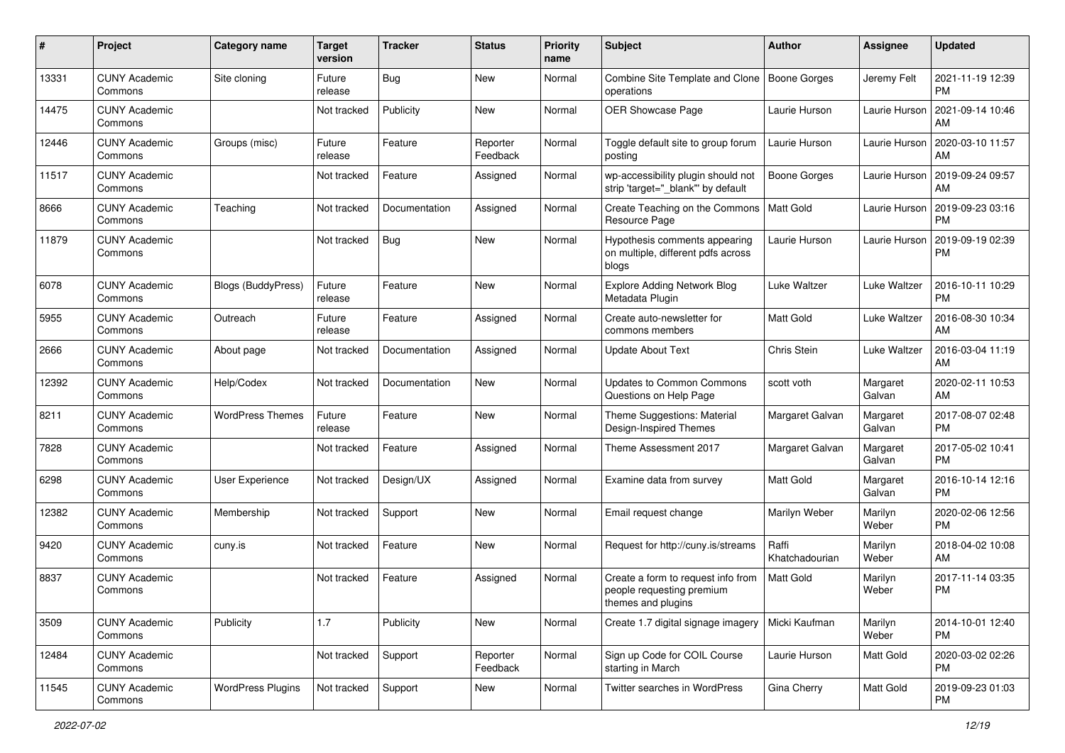| # | Project | Category name | Target version | Tracker | Status | Priority name | Subject | Author | Assignee | Updated |
|---|---|---|---|---|---|---|---|---|---|---|
| 13331 | CUNY Academic Commons | Site cloning | Future release | Bug | New | Normal | Combine Site Template and Clone operations | Boone Gorges | Jeremy Felt | 2021-11-19 12:39 PM |
| 14475 | CUNY Academic Commons | | Not tracked | Publicity | New | Normal | OER Showcase Page | Laurie Hurson | Laurie Hurson | 2021-09-14 10:46 AM |
| 12446 | CUNY Academic Commons | Groups (misc) | Future release | Feature | Reporter Feedback | Normal | Toggle default site to group forum posting | Laurie Hurson | Laurie Hurson | 2020-03-10 11:57 AM |
| 11517 | CUNY Academic Commons | | Not tracked | Feature | Assigned | Normal | wp-accessibility plugin should not strip 'target="_blank"' by default | Boone Gorges | Laurie Hurson | 2019-09-24 09:57 AM |
| 8666 | CUNY Academic Commons | Teaching | Not tracked | Documentation | Assigned | Normal | Create Teaching on the Commons Resource Page | Matt Gold | Laurie Hurson | 2019-09-23 03:16 PM |
| 11879 | CUNY Academic Commons | | Not tracked | Bug | New | Normal | Hypothesis comments appearing on multiple, different pdfs across blogs | Laurie Hurson | Laurie Hurson | 2019-09-19 02:39 PM |
| 6078 | CUNY Academic Commons | Blogs (BuddyPress) | Future release | Feature | New | Normal | Explore Adding Network Blog Metadata Plugin | Luke Waltzer | Luke Waltzer | 2016-10-11 10:29 PM |
| 5955 | CUNY Academic Commons | Outreach | Future release | Feature | Assigned | Normal | Create auto-newsletter for commons members | Matt Gold | Luke Waltzer | 2016-08-30 10:34 AM |
| 2666 | CUNY Academic Commons | About page | Not tracked | Documentation | Assigned | Normal | Update About Text | Chris Stein | Luke Waltzer | 2016-03-04 11:19 AM |
| 12392 | CUNY Academic Commons | Help/Codex | Not tracked | Documentation | New | Normal | Updates to Common Commons Questions on Help Page | scott voth | Margaret Galvan | 2020-02-11 10:53 AM |
| 8211 | CUNY Academic Commons | WordPress Themes | Future release | Feature | New | Normal | Theme Suggestions: Material Design-Inspired Themes | Margaret Galvan | Margaret Galvan | 2017-08-07 02:48 PM |
| 7828 | CUNY Academic Commons | | Not tracked | Feature | Assigned | Normal | Theme Assessment 2017 | Margaret Galvan | Margaret Galvan | 2017-05-02 10:41 PM |
| 6298 | CUNY Academic Commons | User Experience | Not tracked | Design/UX | Assigned | Normal | Examine data from survey | Matt Gold | Margaret Galvan | 2016-10-14 12:16 PM |
| 12382 | CUNY Academic Commons | Membership | Not tracked | Support | New | Normal | Email request change | Marilyn Weber | Marilyn Weber | 2020-02-06 12:56 PM |
| 9420 | CUNY Academic Commons | cuny.is | Not tracked | Feature | New | Normal | Request for http://cuny.is/streams | Raffi Khatchadourian | Marilyn Weber | 2018-04-02 10:08 AM |
| 8837 | CUNY Academic Commons | | Not tracked | Feature | Assigned | Normal | Create a form to request info from people requesting premium themes and plugins | Matt Gold | Marilyn Weber | 2017-11-14 03:35 PM |
| 3509 | CUNY Academic Commons | Publicity | 1.7 | Publicity | New | Normal | Create 1.7 digital signage imagery | Micki Kaufman | Marilyn Weber | 2014-10-01 12:40 PM |
| 12484 | CUNY Academic Commons | | Not tracked | Support | Reporter Feedback | Normal | Sign up Code for COIL Course starting in March | Laurie Hurson | Matt Gold | 2020-03-02 02:26 PM |
| 11545 | CUNY Academic Commons | WordPress Plugins | Not tracked | Support | New | Normal | Twitter searches in WordPress | Gina Cherry | Matt Gold | 2019-09-23 01:03 PM |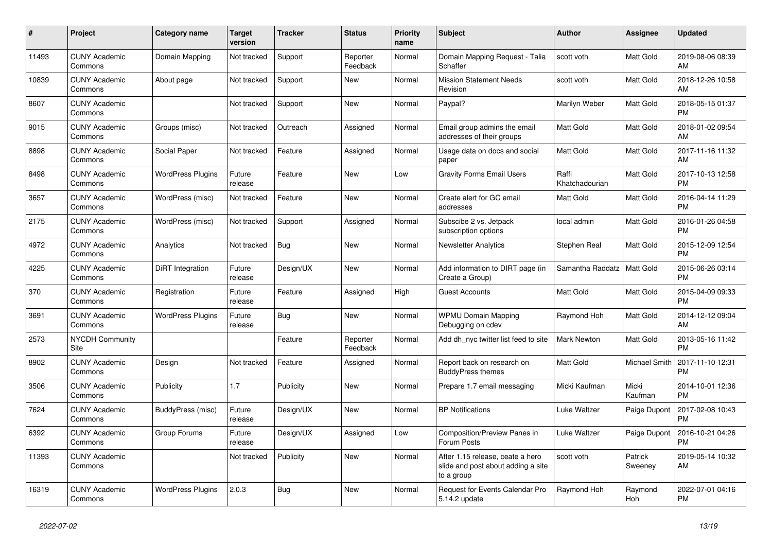| # | Project | Category name | Target version | Tracker | Status | Priority name | Subject | Author | Assignee | Updated |
|---|---|---|---|---|---|---|---|---|---|---|
| 11493 | CUNY Academic Commons | Domain Mapping | Not tracked | Support | Reporter Feedback | Normal | Domain Mapping Request - Talia Schaffer | scott voth | Matt Gold | 2019-08-06 08:39 AM |
| 10839 | CUNY Academic Commons | About page | Not tracked | Support | New | Normal | Mission Statement Needs Revision | scott voth | Matt Gold | 2018-12-26 10:58 AM |
| 8607 | CUNY Academic Commons | | Not tracked | Support | New | Normal | Paypal? | Marilyn Weber | Matt Gold | 2018-05-15 01:37 PM |
| 9015 | CUNY Academic Commons | Groups (misc) | Not tracked | Outreach | Assigned | Normal | Email group admins the email addresses of their groups | Matt Gold | Matt Gold | 2018-01-02 09:54 AM |
| 8898 | CUNY Academic Commons | Social Paper | Not tracked | Feature | Assigned | Normal | Usage data on docs and social paper | Matt Gold | Matt Gold | 2017-11-16 11:32 AM |
| 8498 | CUNY Academic Commons | WordPress Plugins | Future release | Feature | New | Low | Gravity Forms Email Users | Raffi Khatchadourian | Matt Gold | 2017-10-13 12:58 PM |
| 3657 | CUNY Academic Commons | WordPress (misc) | Not tracked | Feature | New | Normal | Create alert for GC email addresses | Matt Gold | Matt Gold | 2016-04-14 11:29 PM |
| 2175 | CUNY Academic Commons | WordPress (misc) | Not tracked | Support | Assigned | Normal | Subscibe 2 vs. Jetpack subscription options | local admin | Matt Gold | 2016-01-26 04:58 PM |
| 4972 | CUNY Academic Commons | Analytics | Not tracked | Bug | New | Normal | Newsletter Analytics | Stephen Real | Matt Gold | 2015-12-09 12:54 PM |
| 4225 | CUNY Academic Commons | DiRT Integration | Future release | Design/UX | New | Normal | Add information to DIRT page (in Create a Group) | Samantha Raddatz | Matt Gold | 2015-06-26 03:14 PM |
| 370 | CUNY Academic Commons | Registration | Future release | Feature | Assigned | High | Guest Accounts | Matt Gold | Matt Gold | 2015-04-09 09:33 PM |
| 3691 | CUNY Academic Commons | WordPress Plugins | Future release | Bug | New | Normal | WPMU Domain Mapping Debugging on cdev | Raymond Hoh | Matt Gold | 2014-12-12 09:04 AM |
| 2573 | NYCDH Community Site | | | Feature | Reporter Feedback | Normal | Add dh_nyc twitter list feed to site | Mark Newton | Matt Gold | 2013-05-16 11:42 PM |
| 8902 | CUNY Academic Commons | Design | Not tracked | Feature | Assigned | Normal | Report back on research on BuddyPress themes | Matt Gold | Michael Smith | 2017-11-10 12:31 PM |
| 3506 | CUNY Academic Commons | Publicity | 1.7 | Publicity | New | Normal | Prepare 1.7 email messaging | Micki Kaufman | Micki Kaufman | 2014-10-01 12:36 PM |
| 7624 | CUNY Academic Commons | BuddyPress (misc) | Future release | Design/UX | New | Normal | BP Notifications | Luke Waltzer | Paige Dupont | 2017-02-08 10:43 PM |
| 6392 | CUNY Academic Commons | Group Forums | Future release | Design/UX | Assigned | Low | Composition/Preview Panes in Forum Posts | Luke Waltzer | Paige Dupont | 2016-10-21 04:26 PM |
| 11393 | CUNY Academic Commons | | Not tracked | Publicity | New | Normal | After 1.15 release, ceate a hero slide and post about adding a site to a group | scott voth | Patrick Sweeney | 2019-05-14 10:32 AM |
| 16319 | CUNY Academic Commons | WordPress Plugins | 2.0.3 | Bug | New | Normal | Request for Events Calendar Pro 5.14.2 update | Raymond Hoh | Raymond Hoh | 2022-07-01 04:16 PM |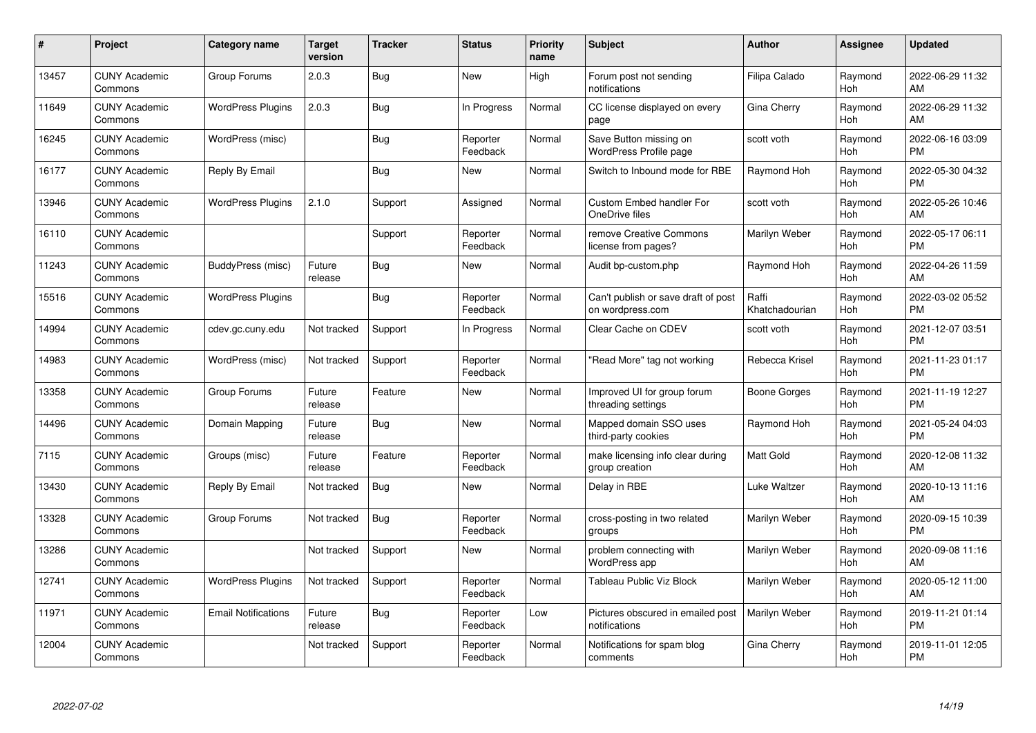| # | Project | Category name | Target version | Tracker | Status | Priority name | Subject | Author | Assignee | Updated |
|---|---|---|---|---|---|---|---|---|---|---|
| 13457 | CUNY Academic Commons | Group Forums | 2.0.3 | Bug | New | High | Forum post not sending notifications | Filipa Calado | Raymond Hoh | 2022-06-29 11:32 AM |
| 11649 | CUNY Academic Commons | WordPress Plugins | 2.0.3 | Bug | In Progress | Normal | CC license displayed on every page | Gina Cherry | Raymond Hoh | 2022-06-29 11:32 AM |
| 16245 | CUNY Academic Commons | WordPress (misc) | | Bug | Reporter Feedback | Normal | Save Button missing on WordPress Profile page | scott voth | Raymond Hoh | 2022-06-16 03:09 PM |
| 16177 | CUNY Academic Commons | Reply By Email | | Bug | New | Normal | Switch to Inbound mode for RBE | Raymond Hoh | Raymond Hoh | 2022-05-30 04:32 PM |
| 13946 | CUNY Academic Commons | WordPress Plugins | 2.1.0 | Support | Assigned | Normal | Custom Embed handler For OneDrive files | scott voth | Raymond Hoh | 2022-05-26 10:46 AM |
| 16110 | CUNY Academic Commons | | | Support | Reporter Feedback | Normal | remove Creative Commons license from pages? | Marilyn Weber | Raymond Hoh | 2022-05-17 06:11 PM |
| 11243 | CUNY Academic Commons | BuddyPress (misc) | Future release | Bug | New | Normal | Audit bp-custom.php | Raymond Hoh | Raymond Hoh | 2022-04-26 11:59 AM |
| 15516 | CUNY Academic Commons | WordPress Plugins | | Bug | Reporter Feedback | Normal | Can't publish or save draft of post on wordpress.com | Raffi Khatchadourian | Raymond Hoh | 2022-03-02 05:52 PM |
| 14994 | CUNY Academic Commons | cdev.gc.cuny.edu | Not tracked | Support | In Progress | Normal | Clear Cache on CDEV | scott voth | Raymond Hoh | 2021-12-07 03:51 PM |
| 14983 | CUNY Academic Commons | WordPress (misc) | Not tracked | Support | Reporter Feedback | Normal | "Read More" tag not working | Rebecca Krisel | Raymond Hoh | 2021-11-23 01:17 PM |
| 13358 | CUNY Academic Commons | Group Forums | Future release | Feature | New | Normal | Improved UI for group forum threading settings | Boone Gorges | Raymond Hoh | 2021-11-19 12:27 PM |
| 14496 | CUNY Academic Commons | Domain Mapping | Future release | Bug | New | Normal | Mapped domain SSO uses third-party cookies | Raymond Hoh | Raymond Hoh | 2021-05-24 04:03 PM |
| 7115 | CUNY Academic Commons | Groups (misc) | Future release | Feature | Reporter Feedback | Normal | make licensing info clear during group creation | Matt Gold | Raymond Hoh | 2020-12-08 11:32 AM |
| 13430 | CUNY Academic Commons | Reply By Email | Not tracked | Bug | New | Normal | Delay in RBE | Luke Waltzer | Raymond Hoh | 2020-10-13 11:16 AM |
| 13328 | CUNY Academic Commons | Group Forums | Not tracked | Bug | Reporter Feedback | Normal | cross-posting in two related groups | Marilyn Weber | Raymond Hoh | 2020-09-15 10:39 PM |
| 13286 | CUNY Academic Commons | | Not tracked | Support | New | Normal | problem connecting with WordPress app | Marilyn Weber | Raymond Hoh | 2020-09-08 11:16 AM |
| 12741 | CUNY Academic Commons | WordPress Plugins | Not tracked | Support | Reporter Feedback | Normal | Tableau Public Viz Block | Marilyn Weber | Raymond Hoh | 2020-05-12 11:00 AM |
| 11971 | CUNY Academic Commons | Email Notifications | Future release | Bug | Reporter Feedback | Low | Pictures obscured in emailed post notifications | Marilyn Weber | Raymond Hoh | 2019-11-21 01:14 PM |
| 12004 | CUNY Academic Commons | | Not tracked | Support | Reporter Feedback | Normal | Notifications for spam blog comments | Gina Cherry | Raymond Hoh | 2019-11-01 12:05 PM |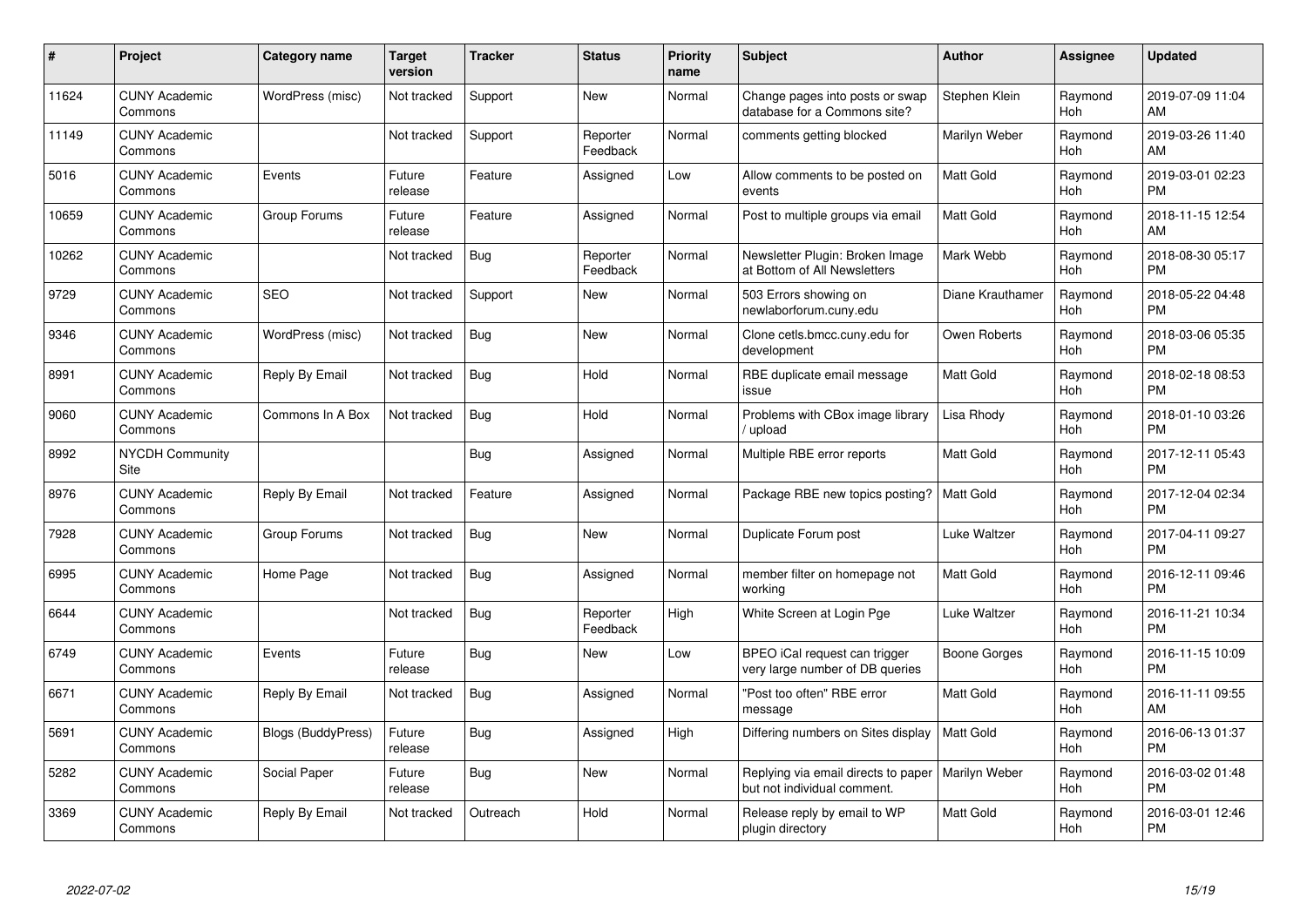| # | Project | Category name | Target version | Tracker | Status | Priority name | Subject | Author | Assignee | Updated |
|---|---|---|---|---|---|---|---|---|---|---|
| 11624 | CUNY Academic Commons | WordPress (misc) | Not tracked | Support | New | Normal | Change pages into posts or swap database for a Commons site? | Stephen Klein | Raymond Hoh | 2019-07-09 11:04 AM |
| 11149 | CUNY Academic Commons | | Not tracked | Support | Reporter Feedback | Normal | comments getting blocked | Marilyn Weber | Raymond Hoh | 2019-03-26 11:40 AM |
| 5016 | CUNY Academic Commons | Events | Future release | Feature | Assigned | Low | Allow comments to be posted on events | Matt Gold | Raymond Hoh | 2019-03-01 02:23 PM |
| 10659 | CUNY Academic Commons | Group Forums | Future release | Feature | Assigned | Normal | Post to multiple groups via email | Matt Gold | Raymond Hoh | 2018-11-15 12:54 AM |
| 10262 | CUNY Academic Commons | | Not tracked | Bug | Reporter Feedback | Normal | Newsletter Plugin: Broken Image at Bottom of All Newsletters | Mark Webb | Raymond Hoh | 2018-08-30 05:17 PM |
| 9729 | CUNY Academic Commons | SEO | Not tracked | Support | New | Normal | 503 Errors showing on newlaborforum.cuny.edu | Diane Krauthamer | Raymond Hoh | 2018-05-22 04:48 PM |
| 9346 | CUNY Academic Commons | WordPress (misc) | Not tracked | Bug | New | Normal | Clone cetls.bmcc.cuny.edu for development | Owen Roberts | Raymond Hoh | 2018-03-06 05:35 PM |
| 8991 | CUNY Academic Commons | Reply By Email | Not tracked | Bug | Hold | Normal | RBE duplicate email message issue | Matt Gold | Raymond Hoh | 2018-02-18 08:53 PM |
| 9060 | CUNY Academic Commons | Commons In A Box | Not tracked | Bug | Hold | Normal | Problems with CBox image library / upload | Lisa Rhody | Raymond Hoh | 2018-01-10 03:26 PM |
| 8992 | NYCDH Community Site | | | Bug | Assigned | Normal | Multiple RBE error reports | Matt Gold | Raymond Hoh | 2017-12-11 05:43 PM |
| 8976 | CUNY Academic Commons | Reply By Email | Not tracked | Feature | Assigned | Normal | Package RBE new topics posting? | Matt Gold | Raymond Hoh | 2017-12-04 02:34 PM |
| 7928 | CUNY Academic Commons | Group Forums | Not tracked | Bug | New | Normal | Duplicate Forum post | Luke Waltzer | Raymond Hoh | 2017-04-11 09:27 PM |
| 6995 | CUNY Academic Commons | Home Page | Not tracked | Bug | Assigned | Normal | member filter on homepage not working | Matt Gold | Raymond Hoh | 2016-12-11 09:46 PM |
| 6644 | CUNY Academic Commons | | Not tracked | Bug | Reporter Feedback | High | White Screen at Login Pge | Luke Waltzer | Raymond Hoh | 2016-11-21 10:34 PM |
| 6749 | CUNY Academic Commons | Events | Future release | Bug | New | Low | BPEO iCal request can trigger very large number of DB queries | Boone Gorges | Raymond Hoh | 2016-11-15 10:09 PM |
| 6671 | CUNY Academic Commons | Reply By Email | Not tracked | Bug | Assigned | Normal | "Post too often" RBE error message | Matt Gold | Raymond Hoh | 2016-11-11 09:55 AM |
| 5691 | CUNY Academic Commons | Blogs (BuddyPress) | Future release | Bug | Assigned | High | Differing numbers on Sites display | Matt Gold | Raymond Hoh | 2016-06-13 01:37 PM |
| 5282 | CUNY Academic Commons | Social Paper | Future release | Bug | New | Normal | Replying via email directs to paper but not individual comment. | Marilyn Weber | Raymond Hoh | 2016-03-02 01:48 PM |
| 3369 | CUNY Academic Commons | Reply By Email | Not tracked | Outreach | Hold | Normal | Release reply by email to WP plugin directory | Matt Gold | Raymond Hoh | 2016-03-01 12:46 PM |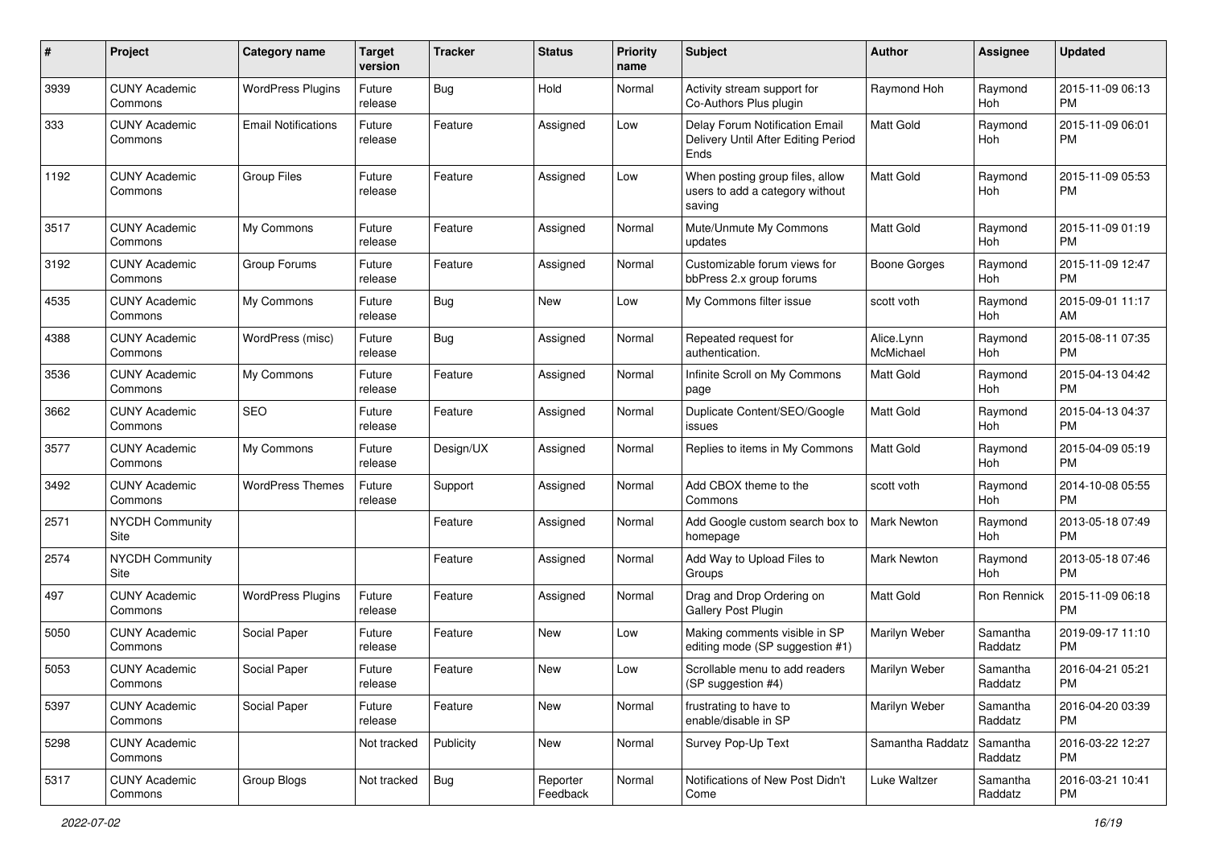| # | Project | Category name | Target version | Tracker | Status | Priority name | Subject | Author | Assignee | Updated |
|---|---|---|---|---|---|---|---|---|---|---|
| 3939 | CUNY Academic Commons | WordPress Plugins | Future release | Bug | Hold | Normal | Activity stream support for Co-Authors Plus plugin | Raymond Hoh | Raymond Hoh | 2015-11-09 06:13 PM |
| 333 | CUNY Academic Commons | Email Notifications | Future release | Feature | Assigned | Low | Delay Forum Notification Email Delivery Until After Editing Period Ends | Matt Gold | Raymond Hoh | 2015-11-09 06:01 PM |
| 1192 | CUNY Academic Commons | Group Files | Future release | Feature | Assigned | Low | When posting group files, allow users to add a category without saving | Matt Gold | Raymond Hoh | 2015-11-09 05:53 PM |
| 3517 | CUNY Academic Commons | My Commons | Future release | Feature | Assigned | Normal | Mute/Unmute My Commons updates | Matt Gold | Raymond Hoh | 2015-11-09 01:19 PM |
| 3192 | CUNY Academic Commons | Group Forums | Future release | Feature | Assigned | Normal | Customizable forum views for bbPress 2.x group forums | Boone Gorges | Raymond Hoh | 2015-11-09 12:47 PM |
| 4535 | CUNY Academic Commons | My Commons | Future release | Bug | New | Low | My Commons filter issue | scott voth | Raymond Hoh | 2015-09-01 11:17 AM |
| 4388 | CUNY Academic Commons | WordPress (misc) | Future release | Bug | Assigned | Normal | Repeated request for authentication. | Alice.Lynn McMichael | Raymond Hoh | 2015-08-11 07:35 PM |
| 3536 | CUNY Academic Commons | My Commons | Future release | Feature | Assigned | Normal | Infinite Scroll on My Commons page | Matt Gold | Raymond Hoh | 2015-04-13 04:42 PM |
| 3662 | CUNY Academic Commons | SEO | Future release | Feature | Assigned | Normal | Duplicate Content/SEO/Google issues | Matt Gold | Raymond Hoh | 2015-04-13 04:37 PM |
| 3577 | CUNY Academic Commons | My Commons | Future release | Design/UX | Assigned | Normal | Replies to items in My Commons | Matt Gold | Raymond Hoh | 2015-04-09 05:19 PM |
| 3492 | CUNY Academic Commons | WordPress Themes | Future release | Support | Assigned | Normal | Add CBOX theme to the Commons | scott voth | Raymond Hoh | 2014-10-08 05:55 PM |
| 2571 | NYCDH Community Site | | | Feature | Assigned | Normal | Add Google custom search box to homepage | Mark Newton | Raymond Hoh | 2013-05-18 07:49 PM |
| 2574 | NYCDH Community Site | | | Feature | Assigned | Normal | Add Way to Upload Files to Groups | Mark Newton | Raymond Hoh | 2013-05-18 07:46 PM |
| 497 | CUNY Academic Commons | WordPress Plugins | Future release | Feature | Assigned | Normal | Drag and Drop Ordering on Gallery Post Plugin | Matt Gold | Ron Rennick | 2015-11-09 06:18 PM |
| 5050 | CUNY Academic Commons | Social Paper | Future release | Feature | New | Low | Making comments visible in SP editing mode (SP suggestion #1) | Marilyn Weber | Samantha Raddatz | 2019-09-17 11:10 PM |
| 5053 | CUNY Academic Commons | Social Paper | Future release | Feature | New | Low | Scrollable menu to add readers (SP suggestion #4) | Marilyn Weber | Samantha Raddatz | 2016-04-21 05:21 PM |
| 5397 | CUNY Academic Commons | Social Paper | Future release | Feature | New | Normal | frustrating to have to enable/disable in SP | Marilyn Weber | Samantha Raddatz | 2016-04-20 03:39 PM |
| 5298 | CUNY Academic Commons | | Not tracked | Publicity | New | Normal | Survey Pop-Up Text | Samantha Raddatz | Samantha Raddatz | 2016-03-22 12:27 PM |
| 5317 | CUNY Academic Commons | Group Blogs | Not tracked | Bug | Reporter Feedback | Normal | Notifications of New Post Didn't Come | Luke Waltzer | Samantha Raddatz | 2016-03-21 10:41 PM |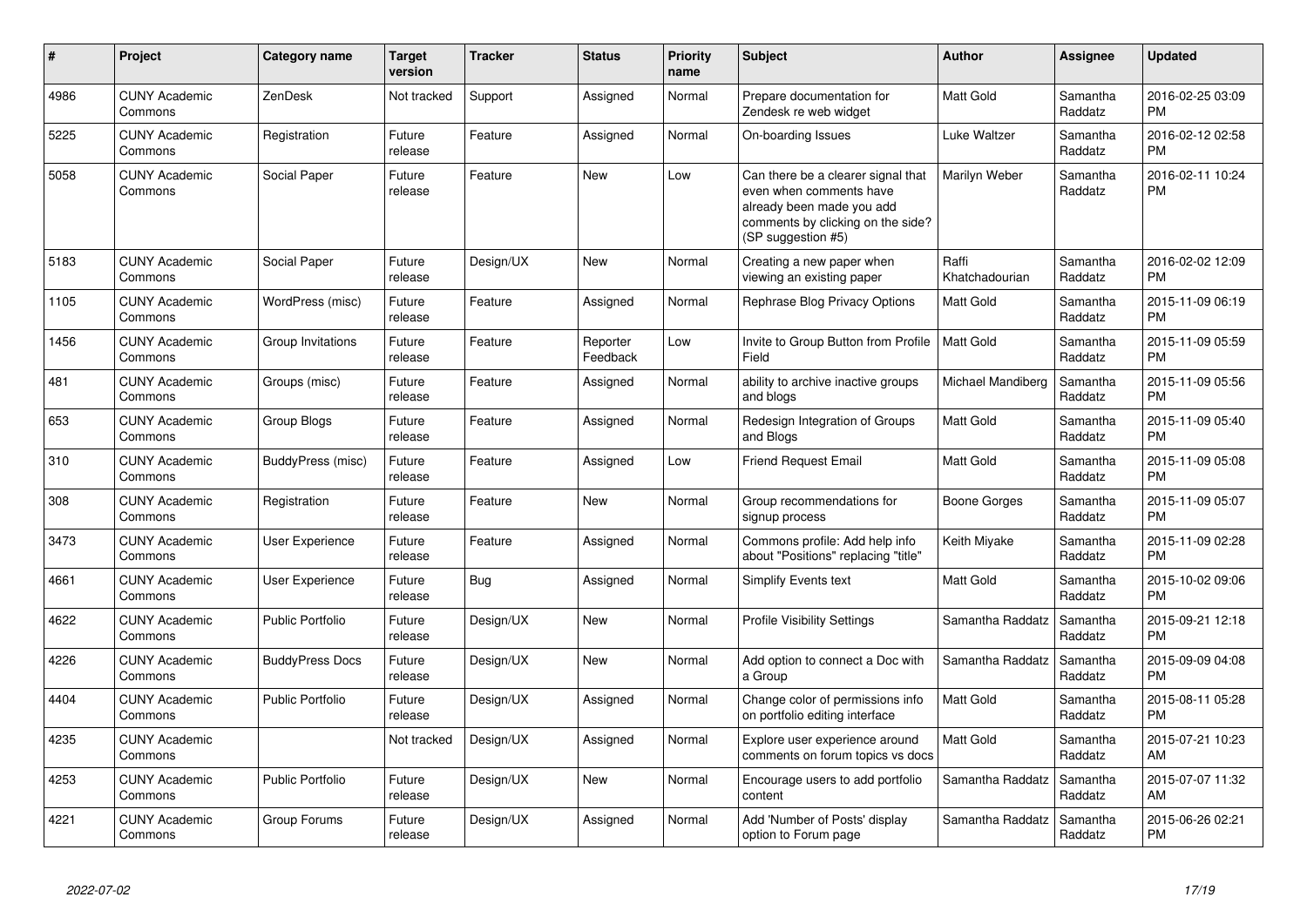| # | Project | Category name | Target version | Tracker | Status | Priority name | Subject | Author | Assignee | Updated |
|---|---|---|---|---|---|---|---|---|---|---|
| 4986 | CUNY Academic Commons | ZenDesk | Not tracked | Support | Assigned | Normal | Prepare documentation for Zendesk re web widget | Matt Gold | Samantha Raddatz | 2016-02-25 03:09 PM |
| 5225 | CUNY Academic Commons | Registration | Future release | Feature | Assigned | Normal | On-boarding Issues | Luke Waltzer | Samantha Raddatz | 2016-02-12 02:58 PM |
| 5058 | CUNY Academic Commons | Social Paper | Future release | Feature | New | Low | Can there be a clearer signal that even when comments have already been made you add comments by clicking on the side? (SP suggestion #5) | Marilyn Weber | Samantha Raddatz | 2016-02-11 10:24 PM |
| 5183 | CUNY Academic Commons | Social Paper | Future release | Design/UX | New | Normal | Creating a new paper when viewing an existing paper | Raffi Khatchadourian | Samantha Raddatz | 2016-02-02 12:09 PM |
| 1105 | CUNY Academic Commons | WordPress (misc) | Future release | Feature | Assigned | Normal | Rephrase Blog Privacy Options | Matt Gold | Samantha Raddatz | 2015-11-09 06:19 PM |
| 1456 | CUNY Academic Commons | Group Invitations | Future release | Feature | Reporter Feedback | Low | Invite to Group Button from Profile Field | Matt Gold | Samantha Raddatz | 2015-11-09 05:59 PM |
| 481 | CUNY Academic Commons | Groups (misc) | Future release | Feature | Assigned | Normal | ability to archive inactive groups and blogs | Michael Mandiberg | Samantha Raddatz | 2015-11-09 05:56 PM |
| 653 | CUNY Academic Commons | Group Blogs | Future release | Feature | Assigned | Normal | Redesign Integration of Groups and Blogs | Matt Gold | Samantha Raddatz | 2015-11-09 05:40 PM |
| 310 | CUNY Academic Commons | BuddyPress (misc) | Future release | Feature | Assigned | Low | Friend Request Email | Matt Gold | Samantha Raddatz | 2015-11-09 05:08 PM |
| 308 | CUNY Academic Commons | Registration | Future release | Feature | New | Normal | Group recommendations for signup process | Boone Gorges | Samantha Raddatz | 2015-11-09 05:07 PM |
| 3473 | CUNY Academic Commons | User Experience | Future release | Feature | Assigned | Normal | Commons profile: Add help info about "Positions" replacing "title" | Keith Miyake | Samantha Raddatz | 2015-11-09 02:28 PM |
| 4661 | CUNY Academic Commons | User Experience | Future release | Bug | Assigned | Normal | Simplify Events text | Matt Gold | Samantha Raddatz | 2015-10-02 09:06 PM |
| 4622 | CUNY Academic Commons | Public Portfolio | Future release | Design/UX | New | Normal | Profile Visibility Settings | Samantha Raddatz | Samantha Raddatz | 2015-09-21 12:18 PM |
| 4226 | CUNY Academic Commons | BuddyPress Docs | Future release | Design/UX | New | Normal | Add option to connect a Doc with a Group | Samantha Raddatz | Samantha Raddatz | 2015-09-09 04:08 PM |
| 4404 | CUNY Academic Commons | Public Portfolio | Future release | Design/UX | Assigned | Normal | Change color of permissions info on portfolio editing interface | Matt Gold | Samantha Raddatz | 2015-08-11 05:28 PM |
| 4235 | CUNY Academic Commons | | Not tracked | Design/UX | Assigned | Normal | Explore user experience around comments on forum topics vs docs | Matt Gold | Samantha Raddatz | 2015-07-21 10:23 AM |
| 4253 | CUNY Academic Commons | Public Portfolio | Future release | Design/UX | New | Normal | Encourage users to add portfolio content | Samantha Raddatz | Samantha Raddatz | 2015-07-07 11:32 AM |
| 4221 | CUNY Academic Commons | Group Forums | Future release | Design/UX | Assigned | Normal | Add 'Number of Posts' display option to Forum page | Samantha Raddatz | Samantha Raddatz | 2015-06-26 02:21 PM |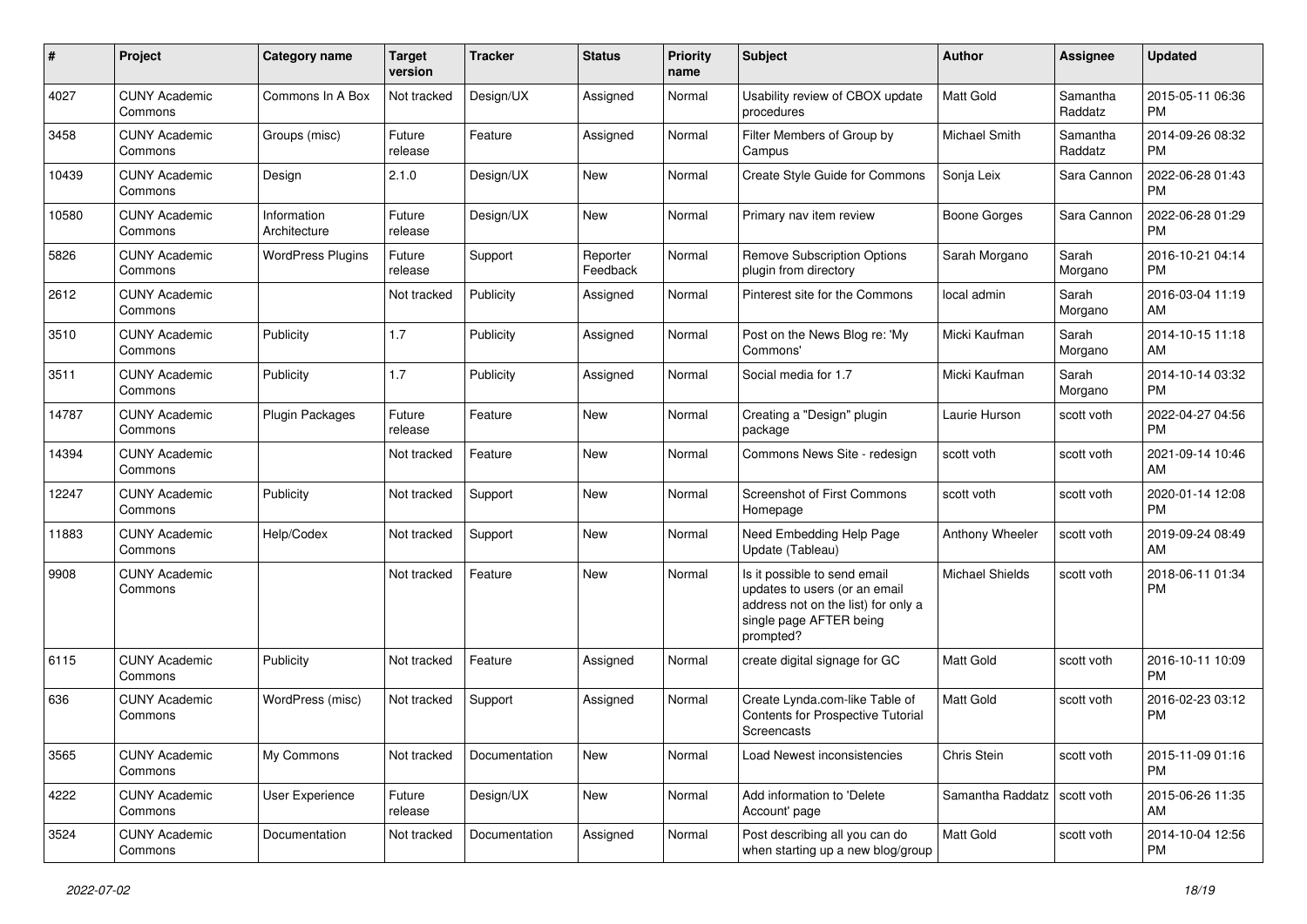| # | Project | Category name | Target version | Tracker | Status | Priority name | Subject | Author | Assignee | Updated |
|---|---|---|---|---|---|---|---|---|---|---|
| 4027 | CUNY Academic Commons | Commons In A Box | Not tracked | Design/UX | Assigned | Normal | Usability review of CBOX update procedures | Matt Gold | Samantha Raddatz | 2015-05-11 06:36 PM |
| 3458 | CUNY Academic Commons | Groups (misc) | Future release | Feature | Assigned | Normal | Filter Members of Group by Campus | Michael Smith | Samantha Raddatz | 2014-09-26 08:32 PM |
| 10439 | CUNY Academic Commons | Design | 2.1.0 | Design/UX | New | Normal | Create Style Guide for Commons | Sonja Leix | Sara Cannon | 2022-06-28 01:43 PM |
| 10580 | CUNY Academic Commons | Information Architecture | Future release | Design/UX | New | Normal | Primary nav item review | Boone Gorges | Sara Cannon | 2022-06-28 01:29 PM |
| 5826 | CUNY Academic Commons | WordPress Plugins | Future release | Support | Reporter Feedback | Normal | Remove Subscription Options plugin from directory | Sarah Morgano | Sarah Morgano | 2016-10-21 04:14 PM |
| 2612 | CUNY Academic Commons | | Not tracked | Publicity | Assigned | Normal | Pinterest site for the Commons | local admin | Sarah Morgano | 2016-03-04 11:19 AM |
| 3510 | CUNY Academic Commons | Publicity | 1.7 | Publicity | Assigned | Normal | Post on the News Blog re: 'My Commons' | Micki Kaufman | Sarah Morgano | 2014-10-15 11:18 AM |
| 3511 | CUNY Academic Commons | Publicity | 1.7 | Publicity | Assigned | Normal | Social media for 1.7 | Micki Kaufman | Sarah Morgano | 2014-10-14 03:32 PM |
| 14787 | CUNY Academic Commons | Plugin Packages | Future release | Feature | New | Normal | Creating a "Design" plugin package | Laurie Hurson | scott voth | 2022-04-27 04:56 PM |
| 14394 | CUNY Academic Commons | | Not tracked | Feature | New | Normal | Commons News Site - redesign | scott voth | scott voth | 2021-09-14 10:46 AM |
| 12247 | CUNY Academic Commons | Publicity | Not tracked | Support | New | Normal | Screenshot of First Commons Homepage | scott voth | scott voth | 2020-01-14 12:08 PM |
| 11883 | CUNY Academic Commons | Help/Codex | Not tracked | Support | New | Normal | Need Embedding Help Page Update (Tableau) | Anthony Wheeler | scott voth | 2019-09-24 08:49 AM |
| 9908 | CUNY Academic Commons | | Not tracked | Feature | New | Normal | Is it possible to send email updates to users (or an email address not on the list) for only a single page AFTER being prompted? | Michael Shields | scott voth | 2018-06-11 01:34 PM |
| 6115 | CUNY Academic Commons | Publicity | Not tracked | Feature | Assigned | Normal | create digital signage for GC | Matt Gold | scott voth | 2016-10-11 10:09 PM |
| 636 | CUNY Academic Commons | WordPress (misc) | Not tracked | Support | Assigned | Normal | Create Lynda.com-like Table of Contents for Prospective Tutorial Screencasts | Matt Gold | scott voth | 2016-02-23 03:12 PM |
| 3565 | CUNY Academic Commons | My Commons | Not tracked | Documentation | New | Normal | Load Newest inconsistencies | Chris Stein | scott voth | 2015-11-09 01:16 PM |
| 4222 | CUNY Academic Commons | User Experience | Future release | Design/UX | New | Normal | Add information to 'Delete Account' page | Samantha Raddatz | scott voth | 2015-06-26 11:35 AM |
| 3524 | CUNY Academic Commons | Documentation | Not tracked | Documentation | Assigned | Normal | Post describing all you can do when starting up a new blog/group | Matt Gold | scott voth | 2014-10-04 12:56 PM |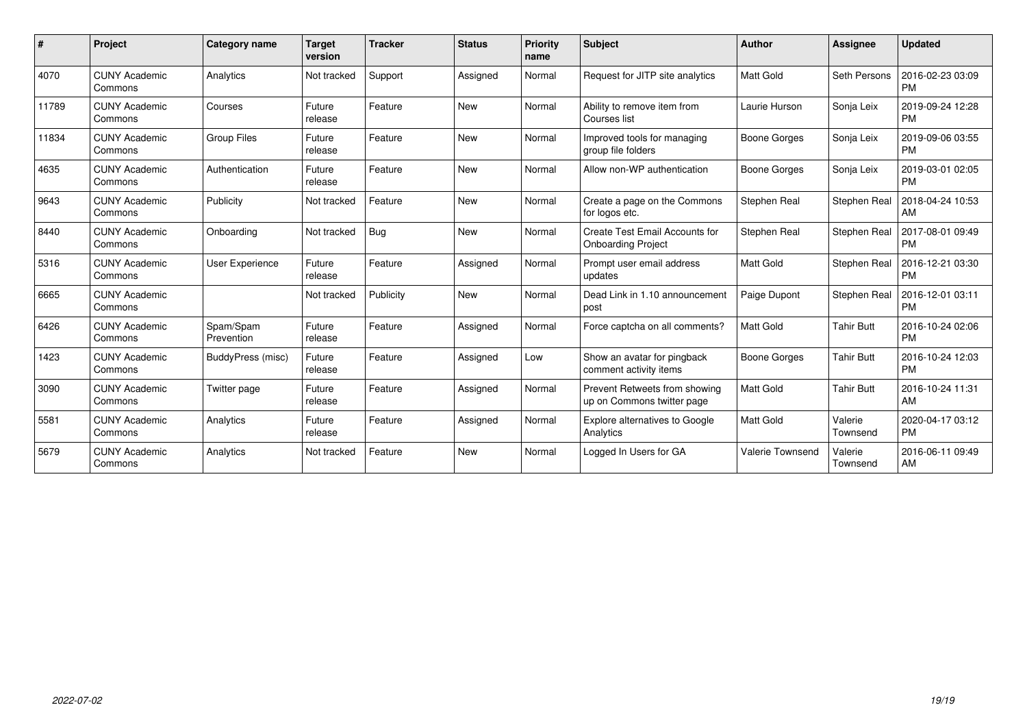| # | Project | Category name | Target version | Tracker | Status | Priority name | Subject | Author | Assignee | Updated |
|---|---|---|---|---|---|---|---|---|---|---|
| 4070 | CUNY Academic Commons | Analytics | Not tracked | Support | Assigned | Normal | Request for JITP site analytics | Matt Gold | Seth Persons | 2016-02-23 03:09 PM |
| 11789 | CUNY Academic Commons | Courses | Future release | Feature | New | Normal | Ability to remove item from Courses list | Laurie Hurson | Sonja Leix | 2019-09-24 12:28 PM |
| 11834 | CUNY Academic Commons | Group Files | Future release | Feature | New | Normal | Improved tools for managing group file folders | Boone Gorges | Sonja Leix | 2019-09-06 03:55 PM |
| 4635 | CUNY Academic Commons | Authentication | Future release | Feature | New | Normal | Allow non-WP authentication | Boone Gorges | Sonja Leix | 2019-03-01 02:05 PM |
| 9643 | CUNY Academic Commons | Publicity | Not tracked | Feature | New | Normal | Create a page on the Commons for logos etc. | Stephen Real | Stephen Real | 2018-04-24 10:53 AM |
| 8440 | CUNY Academic Commons | Onboarding | Not tracked | Bug | New | Normal | Create Test Email Accounts for Onboarding Project | Stephen Real | Stephen Real | 2017-08-01 09:49 PM |
| 5316 | CUNY Academic Commons | User Experience | Future release | Feature | Assigned | Normal | Prompt user email address updates | Matt Gold | Stephen Real | 2016-12-21 03:30 PM |
| 6665 | CUNY Academic Commons | | Not tracked | Publicity | New | Normal | Dead Link in 1.10 announcement post | Paige Dupont | Stephen Real | 2016-12-01 03:11 PM |
| 6426 | CUNY Academic Commons | Spam/Spam Prevention | Future release | Feature | Assigned | Normal | Force captcha on all comments? | Matt Gold | Tahir Butt | 2016-10-24 02:06 PM |
| 1423 | CUNY Academic Commons | BuddyPress (misc) | Future release | Feature | Assigned | Low | Show an avatar for pingback comment activity items | Boone Gorges | Tahir Butt | 2016-10-24 12:03 PM |
| 3090 | CUNY Academic Commons | Twitter page | Future release | Feature | Assigned | Normal | Prevent Retweets from showing up on Commons twitter page | Matt Gold | Tahir Butt | 2016-10-24 11:31 AM |
| 5581 | CUNY Academic Commons | Analytics | Future release | Feature | Assigned | Normal | Explore alternatives to Google Analytics | Matt Gold | Valerie Townsend | 2020-04-17 03:12 PM |
| 5679 | CUNY Academic Commons | Analytics | Not tracked | Feature | New | Normal | Logged In Users for GA | Valerie Townsend | Valerie Townsend | 2016-06-11 09:49 AM |